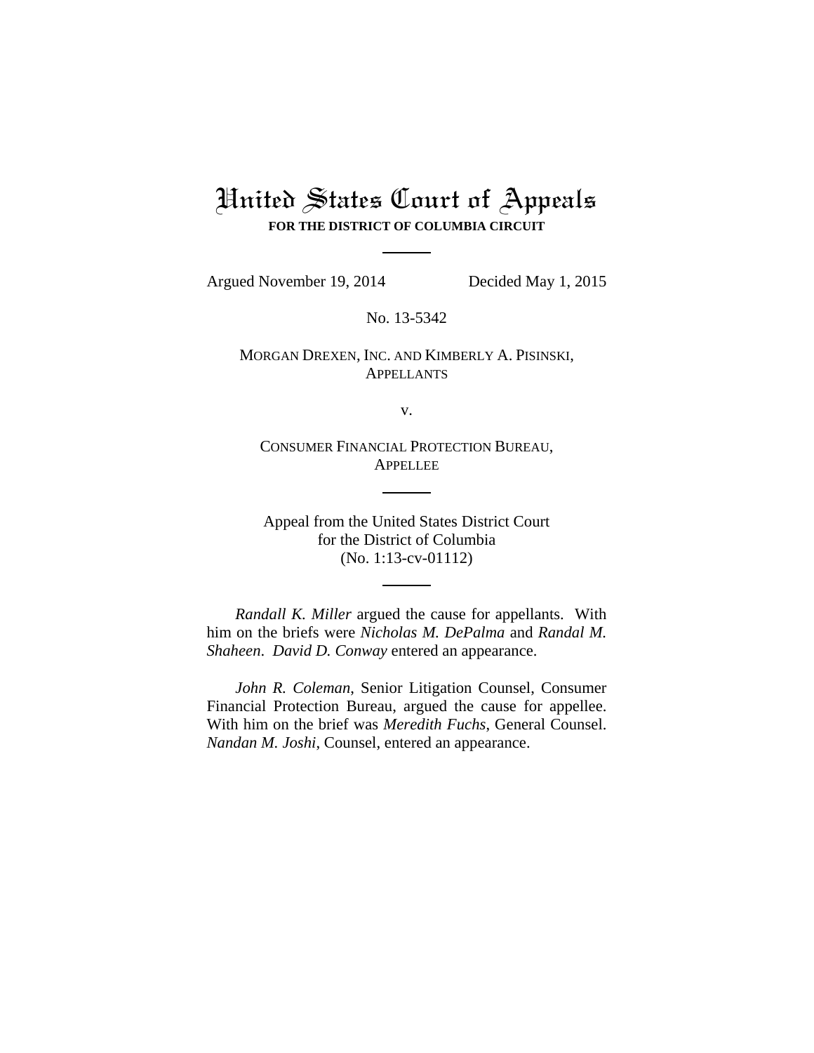# United States Court of Appeals

**FOR THE DISTRICT OF COLUMBIA CIRCUIT**

---

Argued November 19, 2014 Decided May 1, 2015

No. 13-5342

MORGAN DREXEN, INC. AND KIMBERLY A. PISINSKI,
APPELLANTS

v.

CONSUMER FINANCIAL PROTECTION BUREAU,
APPELLEE

---

Appeal from the United States District Court
for the District of Columbia
(No. 1:13-cv-01112)

---

*Randall K. Miller* argued the cause for appellants. With him on the briefs were *Nicholas M. DePalma* and *Randal M. Shaheen*. *David D. Conway* entered an appearance.

*John R. Coleman*, Senior Litigation Counsel, Consumer Financial Protection Bureau, argued the cause for appellee. With him on the brief was *Meredith Fuchs*, General Counsel. *Nandan M. Joshi*, Counsel, entered an appearance.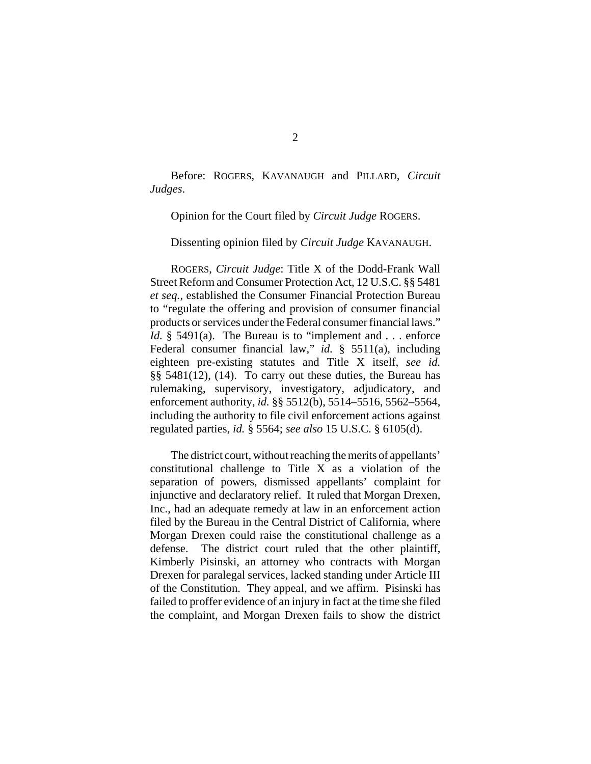Before: ROGERS, KAVANAUGH and PILLARD, *Circuit Judges*.

Opinion for the Court filed by *Circuit Judge* ROGERS.

Dissenting opinion filed by *Circuit Judge* KAVANAUGH.

ROGERS, *Circuit Judge*: Title X of the Dodd-Frank Wall Street Reform and Consumer Protection Act, 12 U.S.C. §§ 5481 *et seq.*, established the Consumer Financial Protection Bureau to "regulate the offering and provision of consumer financial products or services under the Federal consumer financial laws." *Id.* § 5491(a). The Bureau is to "implement and . . . enforce Federal consumer financial law," *id.* § 5511(a), including eighteen pre-existing statutes and Title X itself, *see id.* §§ 5481(12), (14). To carry out these duties, the Bureau has rulemaking, supervisory, investigatory, adjudicatory, and enforcement authority, *id.* §§ 5512(b), 5514–5516, 5562–5564, including the authority to file civil enforcement actions against regulated parties, *id.* § 5564; *see also* 15 U.S.C. § 6105(d).

The district court, without reaching the merits of appellants' constitutional challenge to Title X as a violation of the separation of powers, dismissed appellants' complaint for injunctive and declaratory relief. It ruled that Morgan Drexen, Inc., had an adequate remedy at law in an enforcement action filed by the Bureau in the Central District of California, where Morgan Drexen could raise the constitutional challenge as a defense. The district court ruled that the other plaintiff, Kimberly Pisinski, an attorney who contracts with Morgan Drexen for paralegal services, lacked standing under Article III of the Constitution. They appeal, and we affirm. Pisinski has failed to proffer evidence of an injury in fact at the time she filed the complaint, and Morgan Drexen fails to show the district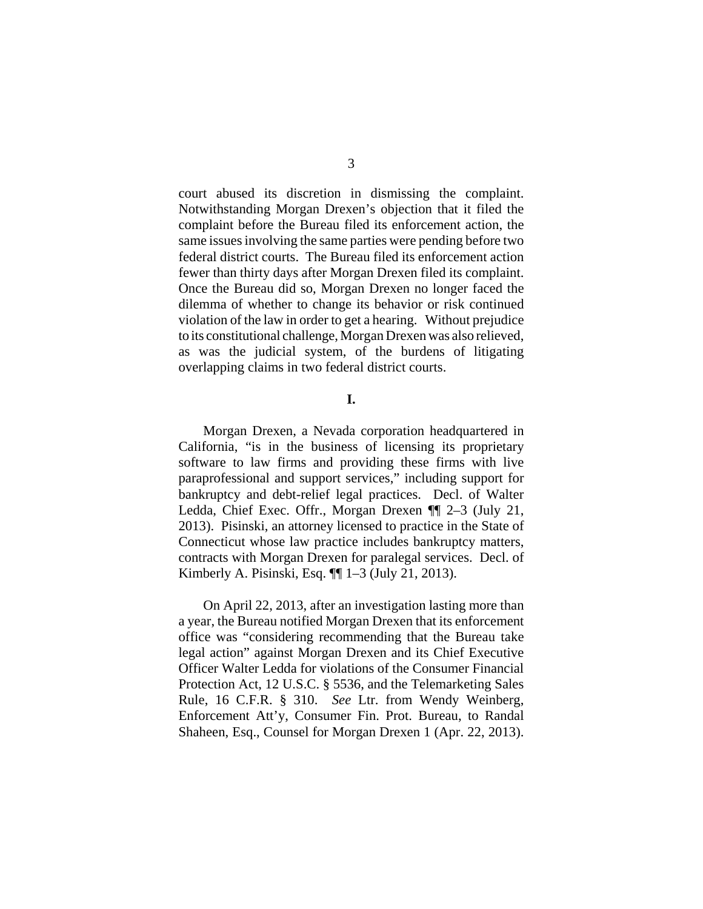court abused its discretion in dismissing the complaint. Notwithstanding Morgan Drexen's objection that it filed the complaint before the Bureau filed its enforcement action, the same issues involving the same parties were pending before two federal district courts. The Bureau filed its enforcement action fewer than thirty days after Morgan Drexen filed its complaint. Once the Bureau did so, Morgan Drexen no longer faced the dilemma of whether to change its behavior or risk continued violation of the law in order to get a hearing. Without prejudice to its constitutional challenge, Morgan Drexen was also relieved, as was the judicial system, of the burdens of litigating overlapping claims in two federal district courts.

**I.**

Morgan Drexen, a Nevada corporation headquartered in California, "is in the business of licensing its proprietary software to law firms and providing these firms with live paraprofessional and support services," including support for bankruptcy and debt-relief legal practices. Decl. of Walter Ledda, Chief Exec. Offr., Morgan Drexen ¶¶ 2–3 (July 21, 2013). Pisinski, an attorney licensed to practice in the State of Connecticut whose law practice includes bankruptcy matters, contracts with Morgan Drexen for paralegal services. Decl. of Kimberly A. Pisinski, Esq. ¶¶ 1–3 (July 21, 2013).

On April 22, 2013, after an investigation lasting more than a year, the Bureau notified Morgan Drexen that its enforcement office was "considering recommending that the Bureau take legal action" against Morgan Drexen and its Chief Executive Officer Walter Ledda for violations of the Consumer Financial Protection Act, 12 U.S.C. § 5536, and the Telemarketing Sales Rule, 16 C.F.R. § 310. *See* Ltr. from Wendy Weinberg, Enforcement Att'y, Consumer Fin. Prot. Bureau, to Randal Shaheen, Esq., Counsel for Morgan Drexen 1 (Apr. 22, 2013).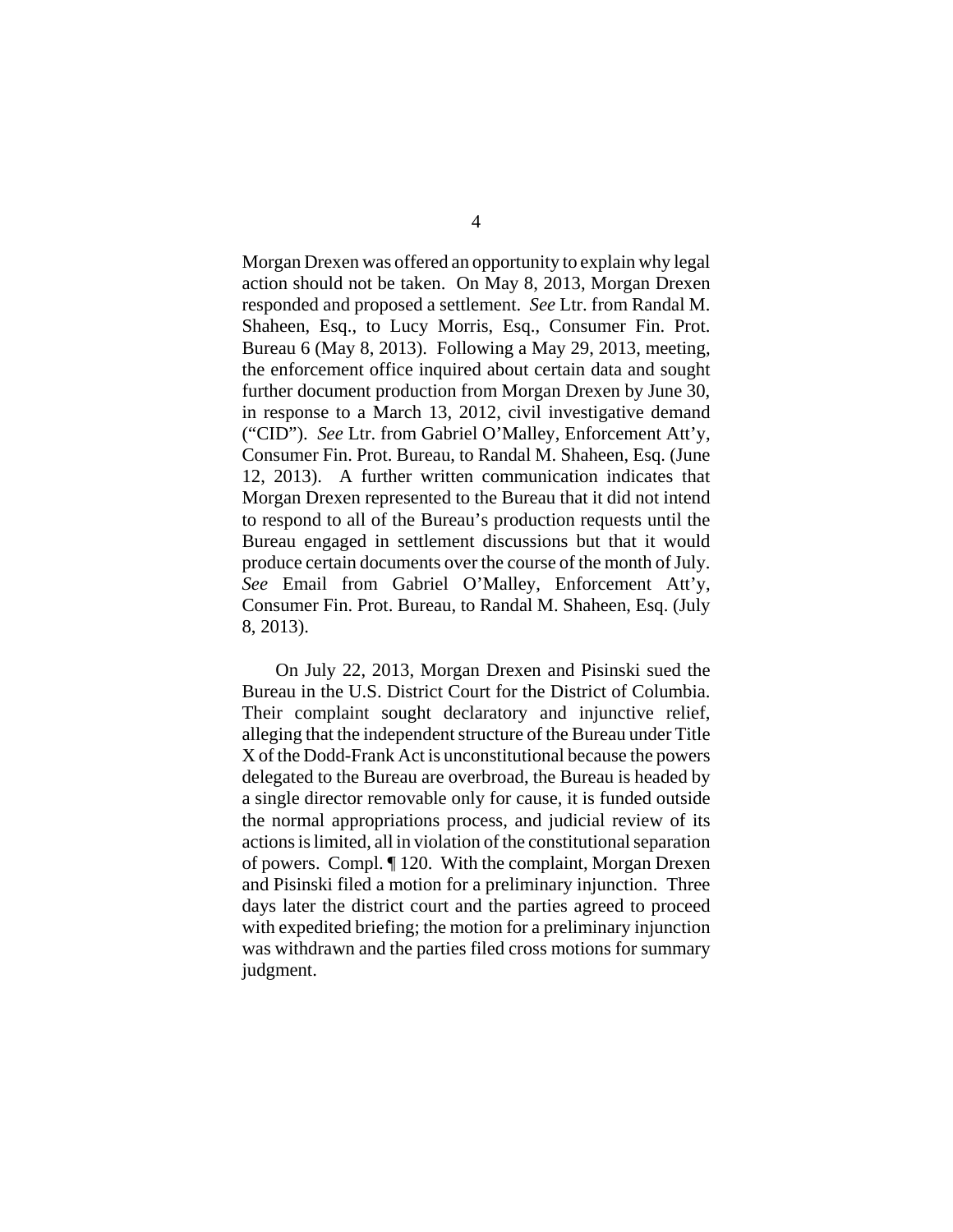Morgan Drexen was offered an opportunity to explain why legal action should not be taken. On May 8, 2013, Morgan Drexen responded and proposed a settlement. *See* Ltr. from Randal M. Shaheen, Esq., to Lucy Morris, Esq., Consumer Fin. Prot. Bureau 6 (May 8, 2013). Following a May 29, 2013, meeting, the enforcement office inquired about certain data and sought further document production from Morgan Drexen by June 30, in response to a March 13, 2012, civil investigative demand ("CID"). *See* Ltr. from Gabriel O'Malley, Enforcement Att'y, Consumer Fin. Prot. Bureau, to Randal M. Shaheen, Esq. (June 12, 2013). A further written communication indicates that Morgan Drexen represented to the Bureau that it did not intend to respond to all of the Bureau's production requests until the Bureau engaged in settlement discussions but that it would produce certain documents over the course of the month of July. *See* Email from Gabriel O'Malley, Enforcement Att'y, Consumer Fin. Prot. Bureau, to Randal M. Shaheen, Esq. (July 8, 2013).

On July 22, 2013, Morgan Drexen and Pisinski sued the Bureau in the U.S. District Court for the District of Columbia. Their complaint sought declaratory and injunctive relief, alleging that the independent structure of the Bureau under Title X of the Dodd-Frank Act is unconstitutional because the powers delegated to the Bureau are overbroad, the Bureau is headed by a single director removable only for cause, it is funded outside the normal appropriations process, and judicial review of its actions is limited, all in violation of the constitutional separation of powers. Compl. ¶ 120. With the complaint, Morgan Drexen and Pisinski filed a motion for a preliminary injunction. Three days later the district court and the parties agreed to proceed with expedited briefing; the motion for a preliminary injunction was withdrawn and the parties filed cross motions for summary judgment.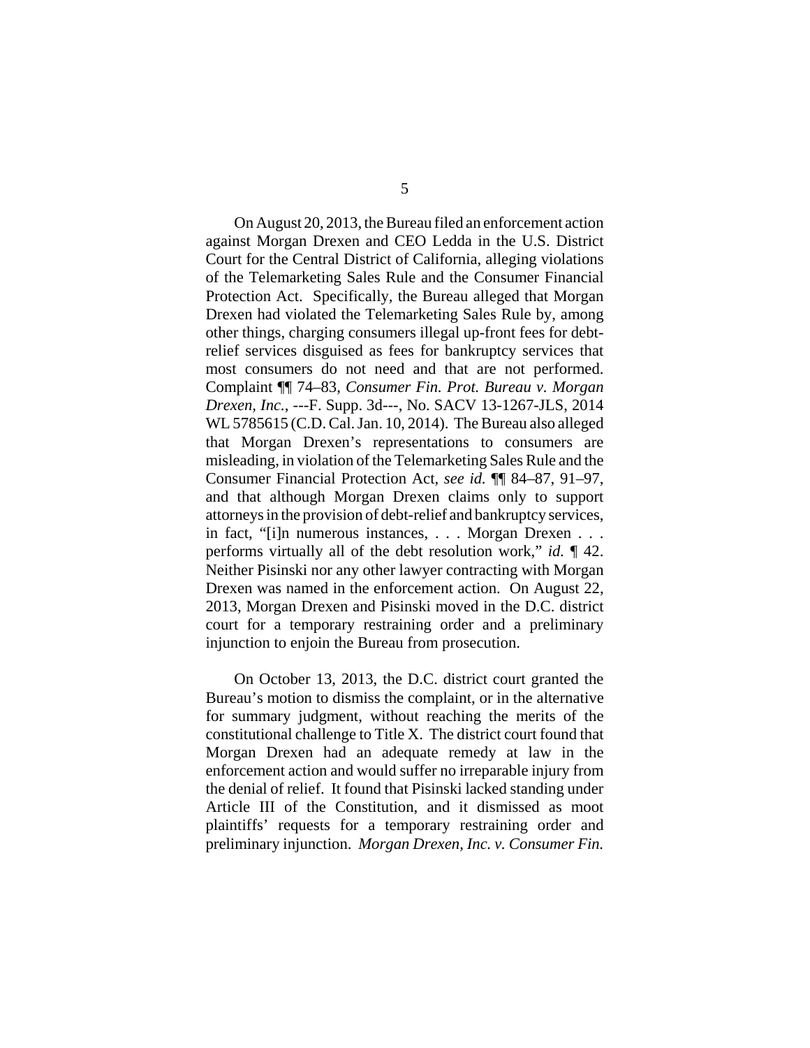On August 20, 2013, the Bureau filed an enforcement action against Morgan Drexen and CEO Ledda in the U.S. District Court for the Central District of California, alleging violations of the Telemarketing Sales Rule and the Consumer Financial Protection Act. Specifically, the Bureau alleged that Morgan Drexen had violated the Telemarketing Sales Rule by, among other things, charging consumers illegal up-front fees for debt-relief services disguised as fees for bankruptcy services that most consumers do not need and that are not performed. Complaint ¶¶ 74–83, *Consumer Fin. Prot. Bureau v. Morgan Drexen, Inc.*, ---F. Supp. 3d---, No. SACV 13-1267-JLS, 2014 WL 5785615 (C.D. Cal. Jan. 10, 2014). The Bureau also alleged that Morgan Drexen's representations to consumers are misleading, in violation of the Telemarketing Sales Rule and the Consumer Financial Protection Act, *see id.* ¶¶ 84–87, 91–97, and that although Morgan Drexen claims only to support attorneys in the provision of debt-relief and bankruptcy services, in fact, "[i]n numerous instances, . . . Morgan Drexen . . . performs virtually all of the debt resolution work," *id.* ¶ 42. Neither Pisinski nor any other lawyer contracting with Morgan Drexen was named in the enforcement action. On August 22, 2013, Morgan Drexen and Pisinski moved in the D.C. district court for a temporary restraining order and a preliminary injunction to enjoin the Bureau from prosecution.

On October 13, 2013, the D.C. district court granted the Bureau's motion to dismiss the complaint, or in the alternative for summary judgment, without reaching the merits of the constitutional challenge to Title X. The district court found that Morgan Drexen had an adequate remedy at law in the enforcement action and would suffer no irreparable injury from the denial of relief. It found that Pisinski lacked standing under Article III of the Constitution, and it dismissed as moot plaintiffs' requests for a temporary restraining order and preliminary injunction. *Morgan Drexen, Inc. v. Consumer Fin.*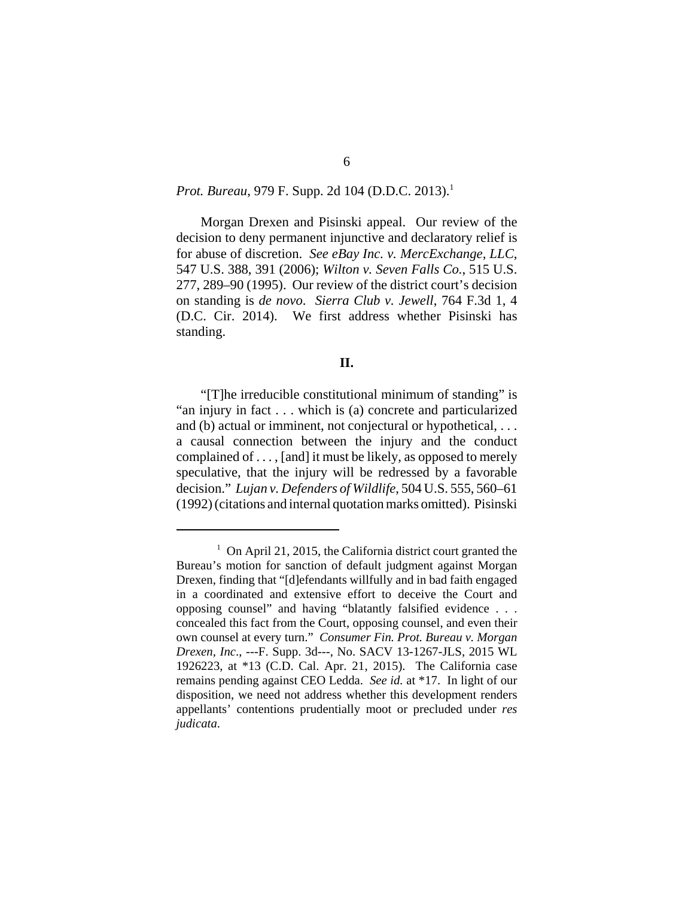*Prot. Bureau*, 979 F. Supp. 2d 104 (D.D.C. 2013).[1]

Morgan Drexen and Pisinski appeal. Our review of the decision to deny permanent injunctive and declaratory relief is for abuse of discretion. *See eBay Inc. v. MercExchange, LLC*, 547 U.S. 388, 391 (2006); *Wilton v. Seven Falls Co.*, 515 U.S. 277, 289–90 (1995). Our review of the district court's decision on standing is *de novo*. *Sierra Club v. Jewell*, 764 F.3d 1, 4 (D.C. Cir. 2014). We first address whether Pisinski has standing.

## II.

"[T]he irreducible constitutional minimum of standing" is "an injury in fact . . . which is (a) concrete and particularized and (b) actual or imminent, not conjectural or hypothetical, . . . a causal connection between the injury and the conduct complained of . . . , [and] it must be likely, as opposed to merely speculative, that the injury will be redressed by a favorable decision." *Lujan v. Defenders of Wildlife*, 504 U.S. 555, 560–61 (1992) (citations and internal quotation marks omitted). Pisinski

---

[1] On April 21, 2015, the California district court granted the Bureau's motion for sanction of default judgment against Morgan Drexen, finding that "[d]efendants willfully and in bad faith engaged in a coordinated and extensive effort to deceive the Court and opposing counsel" and having "blatantly falsified evidence . . . concealed this fact from the Court, opposing counsel, and even their own counsel at every turn." *Consumer Fin. Prot. Bureau v. Morgan Drexen, Inc.*, ---F. Supp. 3d---, No. SACV 13-1267-JLS, 2015 WL 1926223, at *13 (C.D. Cal. Apr. 21, 2015). The California case remains pending against CEO Ledda. *See id.* at *17. In light of our disposition, we need not address whether this development renders appellants' contentions prudentially moot or precluded under *res judicata*.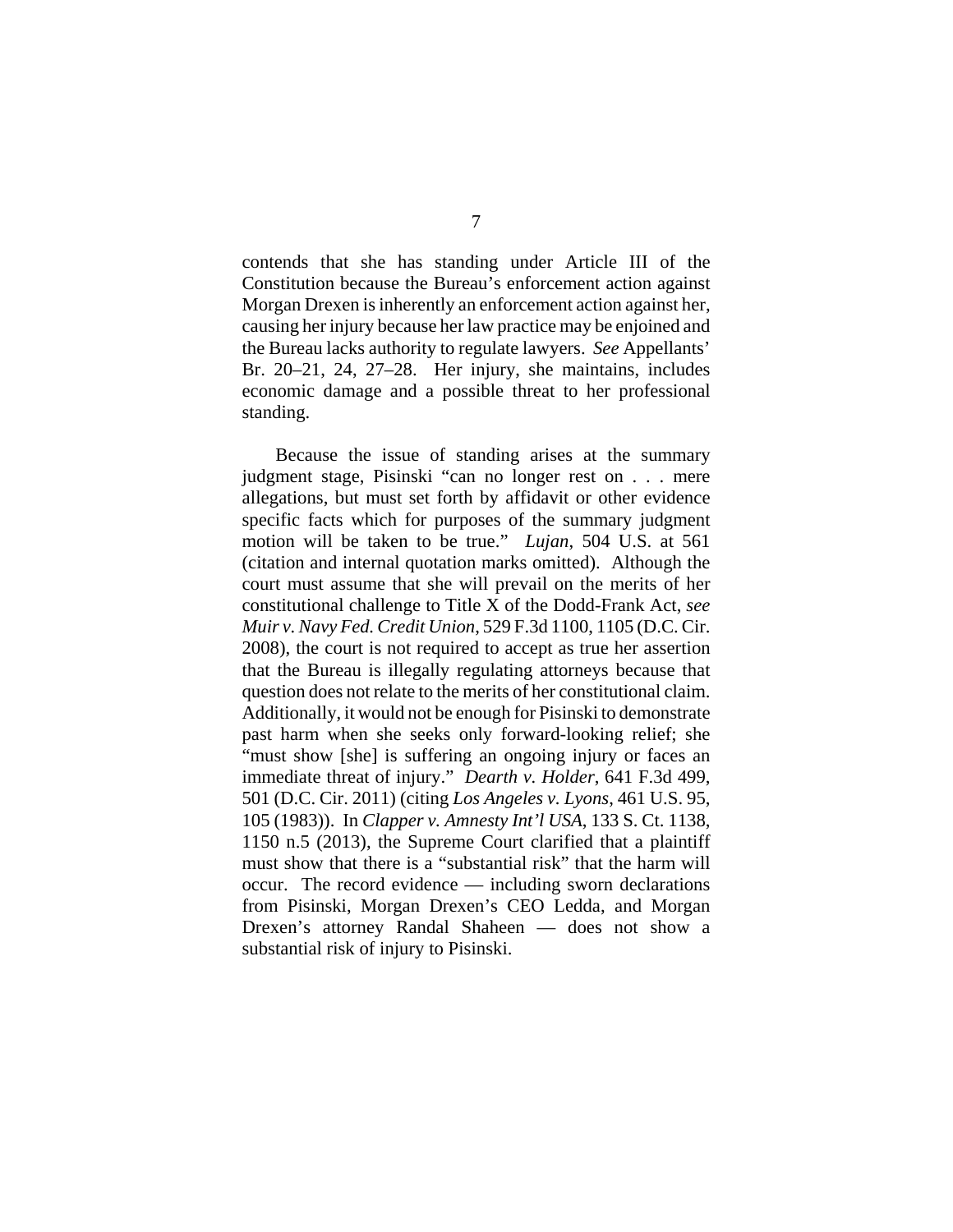contends that she has standing under Article III of the Constitution because the Bureau's enforcement action against Morgan Drexen is inherently an enforcement action against her, causing her injury because her law practice may be enjoined and the Bureau lacks authority to regulate lawyers. *See* Appellants' Br. 20–21, 24, 27–28. Her injury, she maintains, includes economic damage and a possible threat to her professional standing.

Because the issue of standing arises at the summary judgment stage, Pisinski "can no longer rest on . . . mere allegations, but must set forth by affidavit or other evidence specific facts which for purposes of the summary judgment motion will be taken to be true." *Lujan*, 504 U.S. at 561 (citation and internal quotation marks omitted). Although the court must assume that she will prevail on the merits of her constitutional challenge to Title X of the Dodd-Frank Act, *see Muir v. Navy Fed. Credit Union*, 529 F.3d 1100, 1105 (D.C. Cir. 2008), the court is not required to accept as true her assertion that the Bureau is illegally regulating attorneys because that question does not relate to the merits of her constitutional claim. Additionally, it would not be enough for Pisinski to demonstrate past harm when she seeks only forward-looking relief; she "must show [she] is suffering an ongoing injury or faces an immediate threat of injury." *Dearth v. Holder*, 641 F.3d 499, 501 (D.C. Cir. 2011) (citing *Los Angeles v. Lyons*, 461 U.S. 95, 105 (1983)). In *Clapper v. Amnesty Int'l USA*, 133 S. Ct. 1138, 1150 n.5 (2013), the Supreme Court clarified that a plaintiff must show that there is a "substantial risk" that the harm will occur. The record evidence — including sworn declarations from Pisinski, Morgan Drexen's CEO Ledda, and Morgan Drexen's attorney Randal Shaheen — does not show a substantial risk of injury to Pisinski.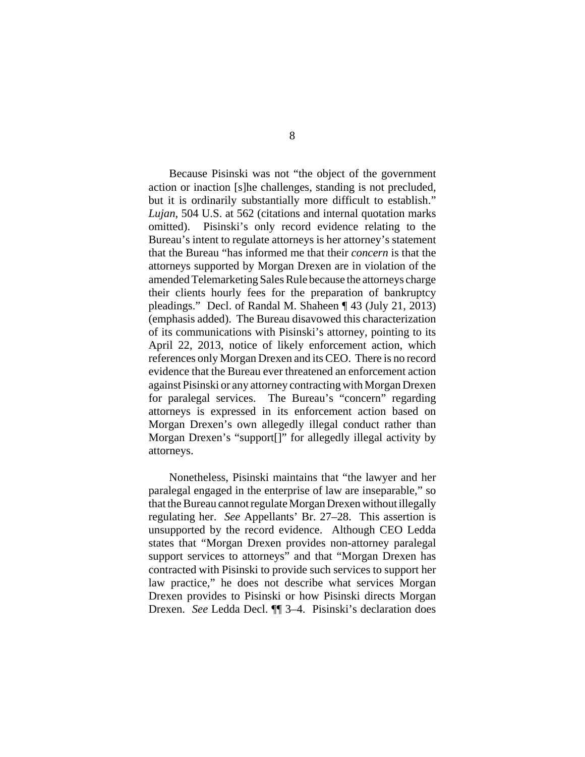Because Pisinski was not "the object of the government action or inaction [s]he challenges, standing is not precluded, but it is ordinarily substantially more difficult to establish." *Lujan*, 504 U.S. at 562 (citations and internal quotation marks omitted). Pisinski's only record evidence relating to the Bureau's intent to regulate attorneys is her attorney's statement that the Bureau "has informed me that their *concern* is that the attorneys supported by Morgan Drexen are in violation of the amended Telemarketing Sales Rule because the attorneys charge their clients hourly fees for the preparation of bankruptcy pleadings." Decl. of Randal M. Shaheen ¶ 43 (July 21, 2013) (emphasis added). The Bureau disavowed this characterization of its communications with Pisinski's attorney, pointing to its April 22, 2013, notice of likely enforcement action, which references only Morgan Drexen and its CEO. There is no record evidence that the Bureau ever threatened an enforcement action against Pisinski or any attorney contracting with Morgan Drexen for paralegal services. The Bureau's "concern" regarding attorneys is expressed in its enforcement action based on Morgan Drexen's own allegedly illegal conduct rather than Morgan Drexen's "support[]" for allegedly illegal activity by attorneys.

Nonetheless, Pisinski maintains that "the lawyer and her paralegal engaged in the enterprise of law are inseparable," so that the Bureau cannot regulate Morgan Drexen without illegally regulating her. *See* Appellants' Br. 27–28. This assertion is unsupported by the record evidence. Although CEO Ledda states that "Morgan Drexen provides non-attorney paralegal support services to attorneys" and that "Morgan Drexen has contracted with Pisinski to provide such services to support her law practice," he does not describe what services Morgan Drexen provides to Pisinski or how Pisinski directs Morgan Drexen. *See* Ledda Decl. ¶¶ 3–4. Pisinski's declaration does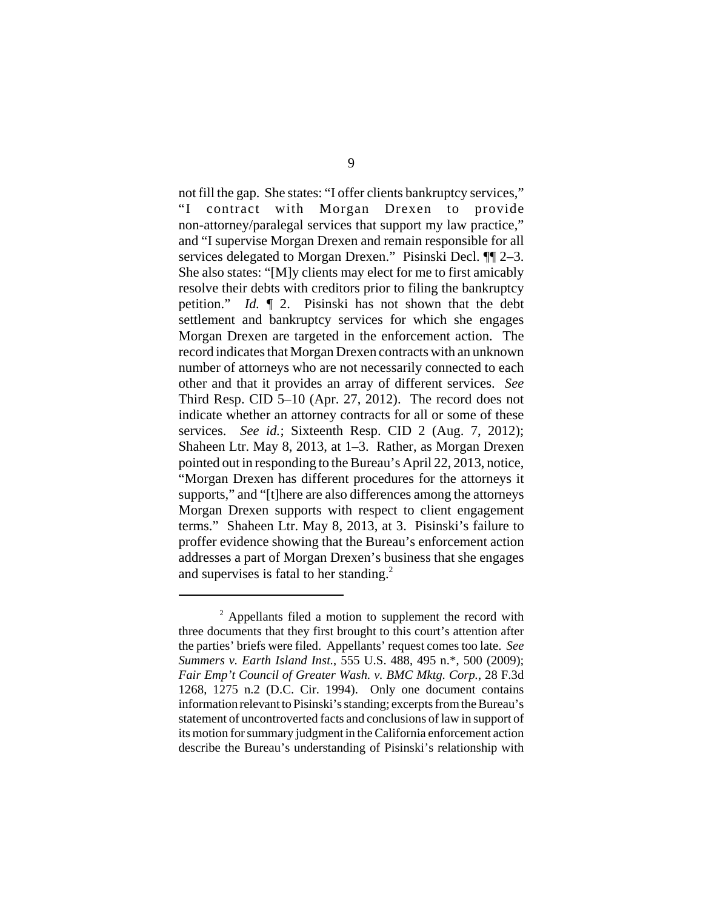not fill the gap. She states: "I offer clients bankruptcy services," "I contract with Morgan Drexen to provide non-attorney/paralegal services that support my law practice," and "I supervise Morgan Drexen and remain responsible for all services delegated to Morgan Drexen." Pisinski Decl. ¶¶ 2–3. She also states: "[M]y clients may elect for me to first amicably resolve their debts with creditors prior to filing the bankruptcy petition." *Id.* ¶ 2. Pisinski has not shown that the debt settlement and bankruptcy services for which she engages Morgan Drexen are targeted in the enforcement action. The record indicates that Morgan Drexen contracts with an unknown number of attorneys who are not necessarily connected to each other and that it provides an array of different services. *See* Third Resp. CID 5–10 (Apr. 27, 2012). The record does not indicate whether an attorney contracts for all or some of these services. *See id.*; Sixteenth Resp. CID 2 (Aug. 7, 2012); Shaheen Ltr. May 8, 2013, at 1–3. Rather, as Morgan Drexen pointed out in responding to the Bureau's April 22, 2013, notice, "Morgan Drexen has different procedures for the attorneys it supports," and "[t]here are also differences among the attorneys Morgan Drexen supports with respect to client engagement terms." Shaheen Ltr. May 8, 2013, at 3. Pisinski's failure to proffer evidence showing that the Bureau's enforcement action addresses a part of Morgan Drexen's business that she engages and supervises is fatal to her standing.[2]

---

[2] Appellants filed a motion to supplement the record with three documents that they first brought to this court's attention after the parties' briefs were filed. Appellants' request comes too late. *See Summers v. Earth Island Inst.*, 555 U.S. 488, 495 n.*, 500 (2009); *Fair Emp't Council of Greater Wash. v. BMC Mktg. Corp.*, 28 F.3d 1268, 1275 n.2 (D.C. Cir. 1994). Only one document contains information relevant to Pisinski's standing; excerpts from the Bureau's statement of uncontroverted facts and conclusions of law in support of its motion for summary judgment in the California enforcement action describe the Bureau's understanding of Pisinski's relationship with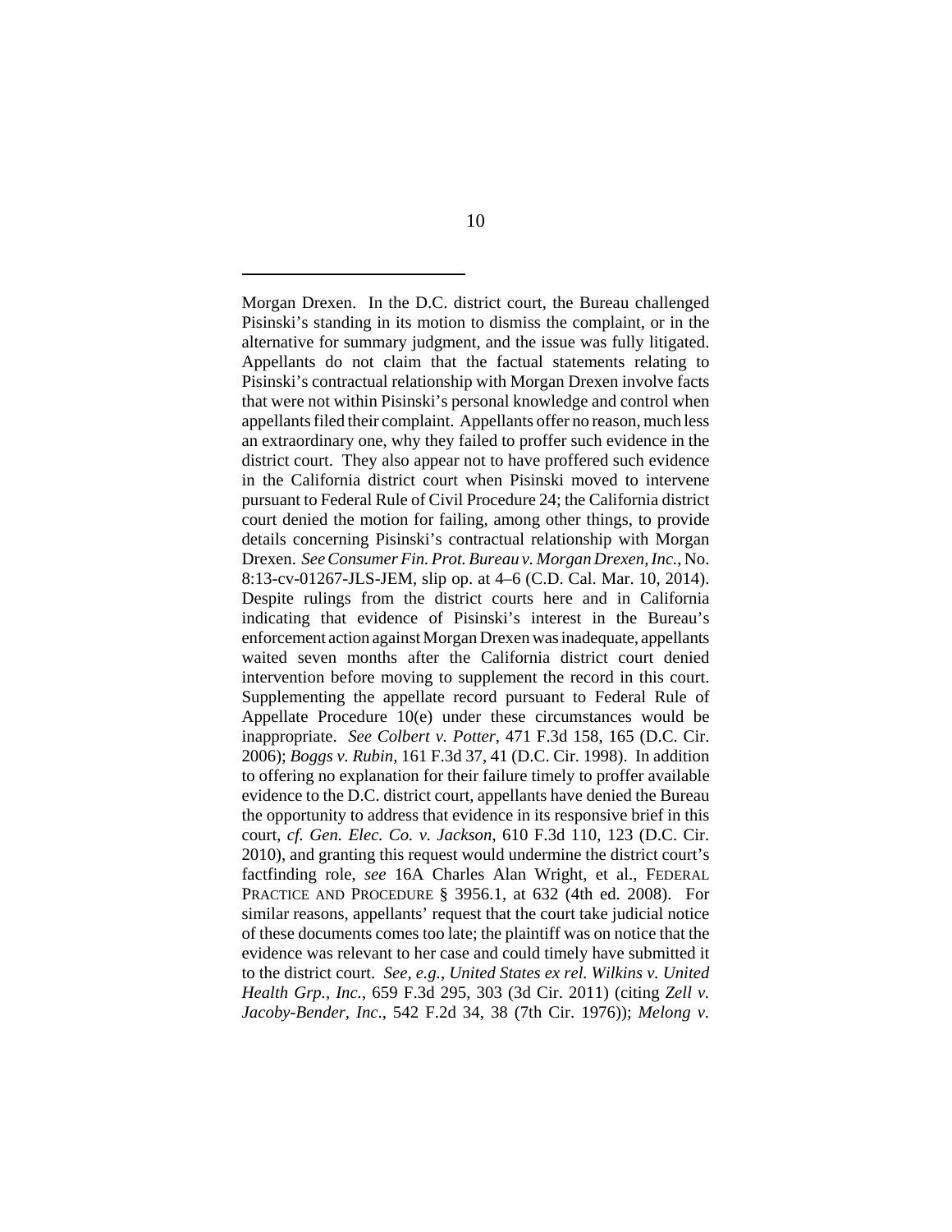Morgan Drexen. In the D.C. district court, the Bureau challenged Pisinski's standing in its motion to dismiss the complaint, or in the alternative for summary judgment, and the issue was fully litigated. Appellants do not claim that the factual statements relating to Pisinski's contractual relationship with Morgan Drexen involve facts that were not within Pisinski's personal knowledge and control when appellants filed their complaint. Appellants offer no reason, much less an extraordinary one, why they failed to proffer such evidence in the district court. They also appear not to have proffered such evidence in the California district court when Pisinski moved to intervene pursuant to Federal Rule of Civil Procedure 24; the California district court denied the motion for failing, among other things, to provide details concerning Pisinski's contractual relationship with Morgan Drexen. *See Consumer Fin. Prot. Bureau v. Morgan Drexen, Inc.*, No. 8:13-cv-01267-JLS-JEM, slip op. at 4–6 (C.D. Cal. Mar. 10, 2014). Despite rulings from the district courts here and in California indicating that evidence of Pisinski's interest in the Bureau's enforcement action against Morgan Drexen was inadequate, appellants waited seven months after the California district court denied intervention before moving to supplement the record in this court. Supplementing the appellate record pursuant to Federal Rule of Appellate Procedure 10(e) under these circumstances would be inappropriate. *See Colbert v. Potter*, 471 F.3d 158, 165 (D.C. Cir. 2006); *Boggs v. Rubin*, 161 F.3d 37, 41 (D.C. Cir. 1998). In addition to offering no explanation for their failure timely to proffer available evidence to the D.C. district court, appellants have denied the Bureau the opportunity to address that evidence in its responsive brief in this court, *cf. Gen. Elec. Co. v. Jackson*, 610 F.3d 110, 123 (D.C. Cir. 2010), and granting this request would undermine the district court's factfinding role, *see* 16A Charles Alan Wright, et al., FEDERAL PRACTICE AND PROCEDURE § 3956.1, at 632 (4th ed. 2008). For similar reasons, appellants' request that the court take judicial notice of these documents comes too late; the plaintiff was on notice that the evidence was relevant to her case and could timely have submitted it to the district court. *See, e.g.*, *United States ex rel. Wilkins v. United Health Grp., Inc.*, 659 F.3d 295, 303 (3d Cir. 2011) (citing *Zell v. Jacoby-Bender, Inc*., 542 F.2d 34, 38 (7th Cir. 1976)); *Melong v.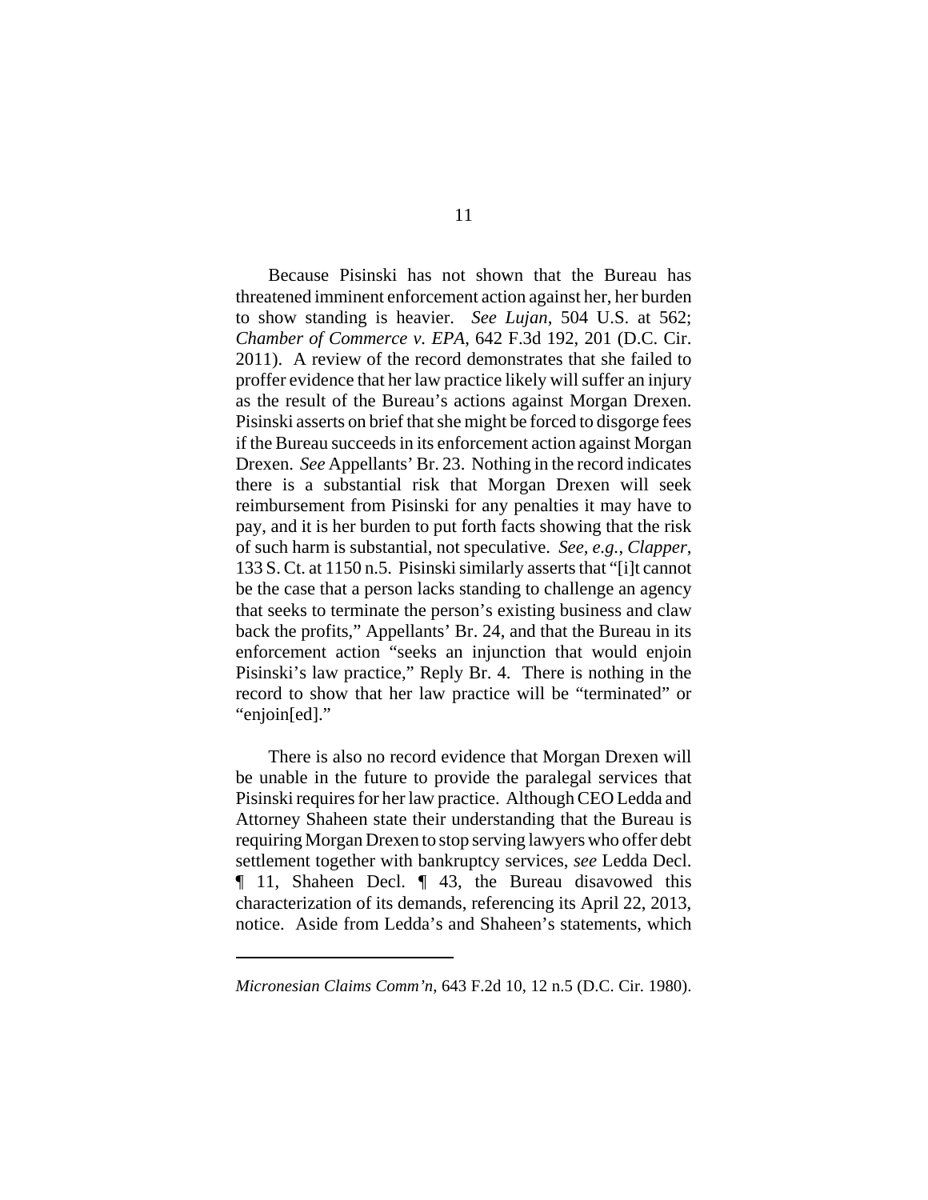Because Pisinski has not shown that the Bureau has threatened imminent enforcement action against her, her burden to show standing is heavier. *See Lujan*, 504 U.S. at 562; *Chamber of Commerce v. EPA*, 642 F.3d 192, 201 (D.C. Cir. 2011). A review of the record demonstrates that she failed to proffer evidence that her law practice likely will suffer an injury as the result of the Bureau's actions against Morgan Drexen. Pisinski asserts on brief that she might be forced to disgorge fees if the Bureau succeeds in its enforcement action against Morgan Drexen. *See* Appellants' Br. 23. Nothing in the record indicates there is a substantial risk that Morgan Drexen will seek reimbursement from Pisinski for any penalties it may have to pay, and it is her burden to put forth facts showing that the risk of such harm is substantial, not speculative. *See, e.g.*, *Clapper*, 133 S. Ct. at 1150 n.5. Pisinski similarly asserts that "[i]t cannot be the case that a person lacks standing to challenge an agency that seeks to terminate the person's existing business and claw back the profits," Appellants' Br. 24, and that the Bureau in its enforcement action "seeks an injunction that would enjoin Pisinski's law practice," Reply Br. 4. There is nothing in the record to show that her law practice will be "terminated" or "enjoin[ed]."

There is also no record evidence that Morgan Drexen will be unable in the future to provide the paralegal services that Pisinski requires for her law practice. Although CEO Ledda and Attorney Shaheen state their understanding that the Bureau is requiring Morgan Drexen to stop serving lawyers who offer debt settlement together with bankruptcy services, *see* Ledda Decl. ¶ 11, Shaheen Decl. ¶ 43, the Bureau disavowed this characterization of its demands, referencing its April 22, 2013, notice. Aside from Ledda's and Shaheen's statements, which

---

*Micronesian Claims Comm'n*, 643 F.2d 10, 12 n.5 (D.C. Cir. 1980).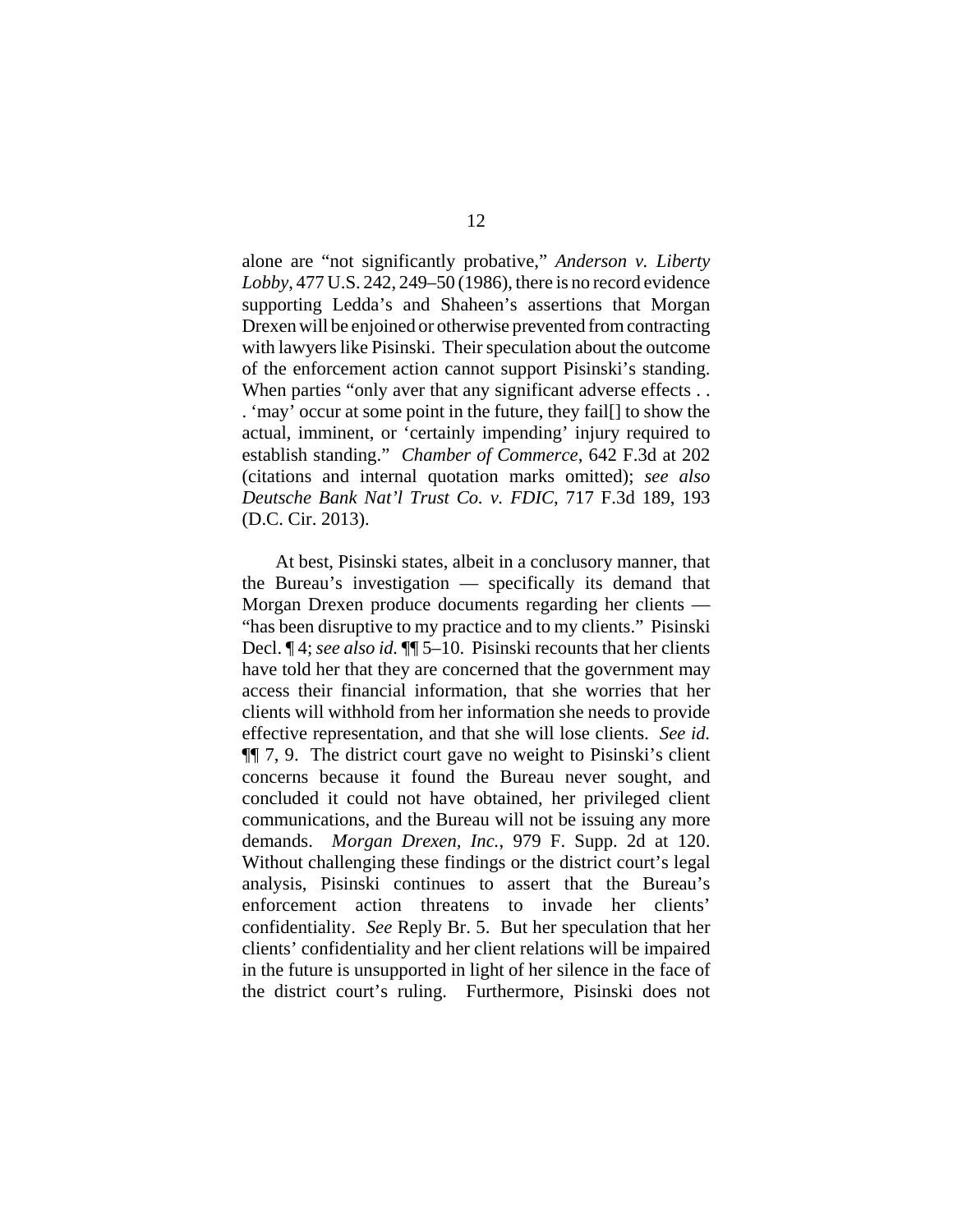alone are "not significantly probative," *Anderson v. Liberty Lobby*, 477 U.S. 242, 249–50 (1986), there is no record evidence supporting Ledda's and Shaheen's assertions that Morgan Drexen will be enjoined or otherwise prevented from contracting with lawyers like Pisinski. Their speculation about the outcome of the enforcement action cannot support Pisinski's standing. When parties "only aver that any significant adverse effects . . . 'may' occur at some point in the future, they fail[] to show the actual, imminent, or 'certainly impending' injury required to establish standing." *Chamber of Commerce*, 642 F.3d at 202 (citations and internal quotation marks omitted); *see also Deutsche Bank Nat'l Trust Co. v. FDIC*, 717 F.3d 189, 193 (D.C. Cir. 2013).

At best, Pisinski states, albeit in a conclusory manner, that the Bureau's investigation — specifically its demand that Morgan Drexen produce documents regarding her clients — "has been disruptive to my practice and to my clients." Pisinski Decl. ¶ 4; *see also id.* ¶¶ 5–10. Pisinski recounts that her clients have told her that they are concerned that the government may access their financial information, that she worries that her clients will withhold from her information she needs to provide effective representation, and that she will lose clients. *See id.* ¶¶ 7, 9. The district court gave no weight to Pisinski's client concerns because it found the Bureau never sought, and concluded it could not have obtained, her privileged client communications, and the Bureau will not be issuing any more demands. *Morgan Drexen, Inc.*, 979 F. Supp. 2d at 120. Without challenging these findings or the district court's legal analysis, Pisinski continues to assert that the Bureau's enforcement action threatens to invade her clients' confidentiality. *See* Reply Br. 5. But her speculation that her clients' confidentiality and her client relations will be impaired in the future is unsupported in light of her silence in the face of the district court's ruling. Furthermore, Pisinski does not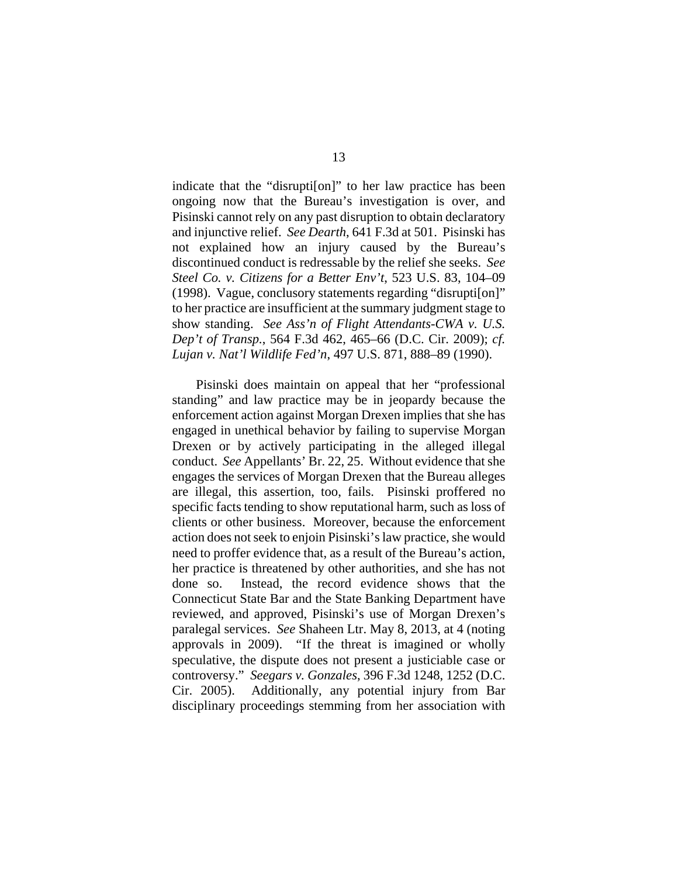indicate that the "disrupti[on]" to her law practice has been ongoing now that the Bureau's investigation is over, and Pisinski cannot rely on any past disruption to obtain declaratory and injunctive relief. *See Dearth*, 641 F.3d at 501. Pisinski has not explained how an injury caused by the Bureau's discontinued conduct is redressable by the relief she seeks. *See Steel Co. v. Citizens for a Better Env't*, 523 U.S. 83, 104–09 (1998). Vague, conclusory statements regarding "disrupti[on]" to her practice are insufficient at the summary judgment stage to show standing. *See Ass'n of Flight Attendants-CWA v. U.S. Dep't of Transp.*, 564 F.3d 462, 465–66 (D.C. Cir. 2009); *cf. Lujan v. Nat'l Wildlife Fed'n*, 497 U.S. 871, 888–89 (1990).

Pisinski does maintain on appeal that her "professional standing" and law practice may be in jeopardy because the enforcement action against Morgan Drexen implies that she has engaged in unethical behavior by failing to supervise Morgan Drexen or by actively participating in the alleged illegal conduct. *See* Appellants' Br. 22, 25. Without evidence that she engages the services of Morgan Drexen that the Bureau alleges are illegal, this assertion, too, fails. Pisinski proffered no specific facts tending to show reputational harm, such as loss of clients or other business. Moreover, because the enforcement action does not seek to enjoin Pisinski's law practice, she would need to proffer evidence that, as a result of the Bureau's action, her practice is threatened by other authorities, and she has not done so. Instead, the record evidence shows that the Connecticut State Bar and the State Banking Department have reviewed, and approved, Pisinski's use of Morgan Drexen's paralegal services. *See* Shaheen Ltr. May 8, 2013, at 4 (noting approvals in 2009). "If the threat is imagined or wholly speculative, the dispute does not present a justiciable case or controversy." *Seegars v. Gonzales*, 396 F.3d 1248, 1252 (D.C. Cir. 2005). Additionally, any potential injury from Bar disciplinary proceedings stemming from her association with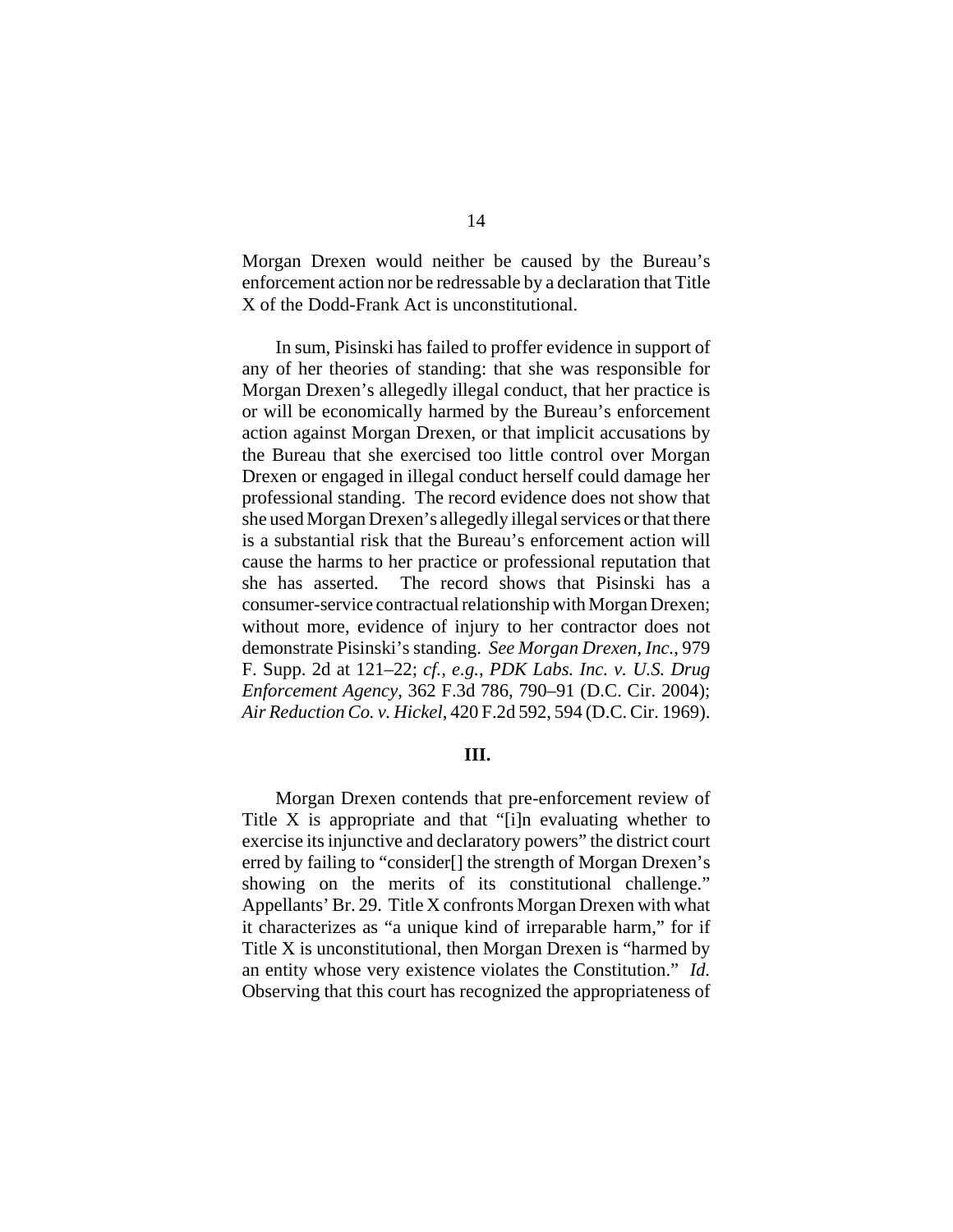Morgan Drexen would neither be caused by the Bureau's enforcement action nor be redressable by a declaration that Title X of the Dodd-Frank Act is unconstitutional.

In sum, Pisinski has failed to proffer evidence in support of any of her theories of standing: that she was responsible for Morgan Drexen's allegedly illegal conduct, that her practice is or will be economically harmed by the Bureau's enforcement action against Morgan Drexen, or that implicit accusations by the Bureau that she exercised too little control over Morgan Drexen or engaged in illegal conduct herself could damage her professional standing. The record evidence does not show that she used Morgan Drexen's allegedly illegal services or that there is a substantial risk that the Bureau's enforcement action will cause the harms to her practice or professional reputation that she has asserted. The record shows that Pisinski has a consumer-service contractual relationship with Morgan Drexen; without more, evidence of injury to her contractor does not demonstrate Pisinski's standing. *See Morgan Drexen, Inc.*, 979 F. Supp. 2d at 121–22; *cf., e.g.*, *PDK Labs. Inc. v. U.S. Drug Enforcement Agency*, 362 F.3d 786, 790–91 (D.C. Cir. 2004); *Air Reduction Co. v. Hickel*, 420 F.2d 592, 594 (D.C. Cir. 1969).

## III.

Morgan Drexen contends that pre-enforcement review of Title X is appropriate and that "[i]n evaluating whether to exercise its injunctive and declaratory powers" the district court erred by failing to "consider[] the strength of Morgan Drexen's showing on the merits of its constitutional challenge." Appellants' Br. 29. Title X confronts Morgan Drexen with what it characterizes as "a unique kind of irreparable harm," for if Title X is unconstitutional, then Morgan Drexen is "harmed by an entity whose very existence violates the Constitution." *Id.* Observing that this court has recognized the appropriateness of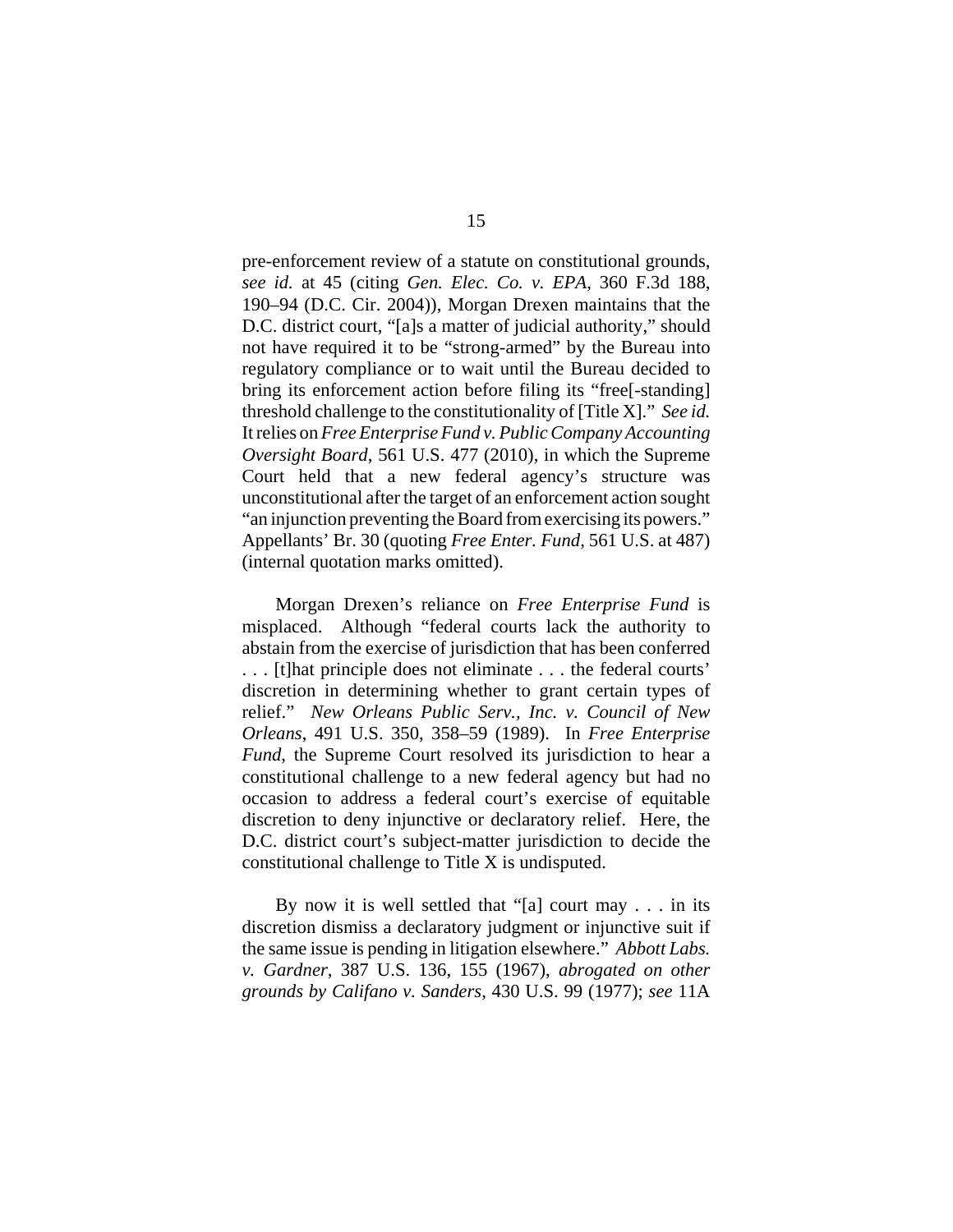pre-enforcement review of a statute on constitutional grounds, *see id.* at 45 (citing *Gen. Elec. Co. v. EPA*, 360 F.3d 188, 190–94 (D.C. Cir. 2004)), Morgan Drexen maintains that the D.C. district court, "[a]s a matter of judicial authority," should not have required it to be "strong-armed" by the Bureau into regulatory compliance or to wait until the Bureau decided to bring its enforcement action before filing its "free[-standing] threshold challenge to the constitutionality of [Title X]." *See id.* It relies on *Free Enterprise Fund v. Public Company Accounting Oversight Board*, 561 U.S. 477 (2010), in which the Supreme Court held that a new federal agency's structure was unconstitutional after the target of an enforcement action sought "an injunction preventing the Board from exercising its powers." Appellants' Br. 30 (quoting *Free Enter. Fund*, 561 U.S. at 487) (internal quotation marks omitted).

Morgan Drexen's reliance on *Free Enterprise Fund* is misplaced. Although "federal courts lack the authority to abstain from the exercise of jurisdiction that has been conferred . . . [t]hat principle does not eliminate . . . the federal courts' discretion in determining whether to grant certain types of relief." *New Orleans Public Serv., Inc. v. Council of New Orleans*, 491 U.S. 350, 358–59 (1989). In *Free Enterprise Fund*, the Supreme Court resolved its jurisdiction to hear a constitutional challenge to a new federal agency but had no occasion to address a federal court's exercise of equitable discretion to deny injunctive or declaratory relief. Here, the D.C. district court's subject-matter jurisdiction to decide the constitutional challenge to Title X is undisputed.

By now it is well settled that "[a] court may . . . in its discretion dismiss a declaratory judgment or injunctive suit if the same issue is pending in litigation elsewhere." *Abbott Labs. v. Gardner*, 387 U.S. 136, 155 (1967), *abrogated on other grounds by Califano v. Sanders*, 430 U.S. 99 (1977); *see* 11A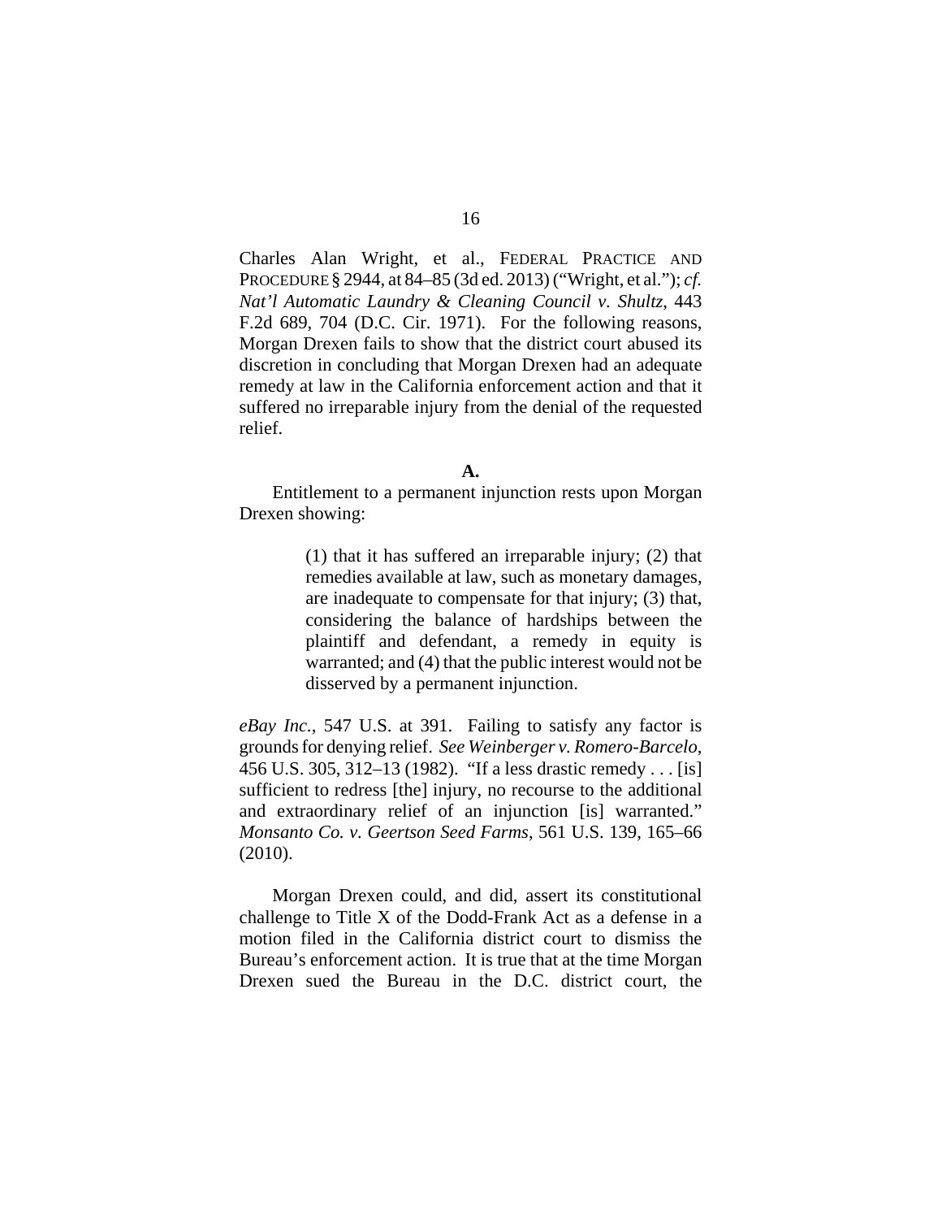Charles Alan Wright, et al., FEDERAL PRACTICE AND PROCEDURE § 2944, at 84–85 (3d ed. 2013) ("Wright, et al."); *cf. Nat'l Automatic Laundry & Cleaning Council v. Shultz*, 443 F.2d 689, 704 (D.C. Cir. 1971). For the following reasons, Morgan Drexen fails to show that the district court abused its discretion in concluding that Morgan Drexen had an adequate remedy at law in the California enforcement action and that it suffered no irreparable injury from the denial of the requested relief.

**A.**

Entitlement to a permanent injunction rests upon Morgan Drexen showing:

> (1) that it has suffered an irreparable injury; (2) that remedies available at law, such as monetary damages, are inadequate to compensate for that injury; (3) that, considering the balance of hardships between the plaintiff and defendant, a remedy in equity is warranted; and (4) that the public interest would not be disserved by a permanent injunction.

*eBay Inc.*, 547 U.S. at 391. Failing to satisfy any factor is grounds for denying relief. *See Weinberger v. Romero-Barcelo*, 456 U.S. 305, 312–13 (1982). "If a less drastic remedy . . . [is] sufficient to redress [the] injury, no recourse to the additional and extraordinary relief of an injunction [is] warranted." *Monsanto Co. v. Geertson Seed Farms*, 561 U.S. 139, 165–66 (2010).

Morgan Drexen could, and did, assert its constitutional challenge to Title X of the Dodd-Frank Act as a defense in a motion filed in the California district court to dismiss the Bureau's enforcement action. It is true that at the time Morgan Drexen sued the Bureau in the D.C. district court, the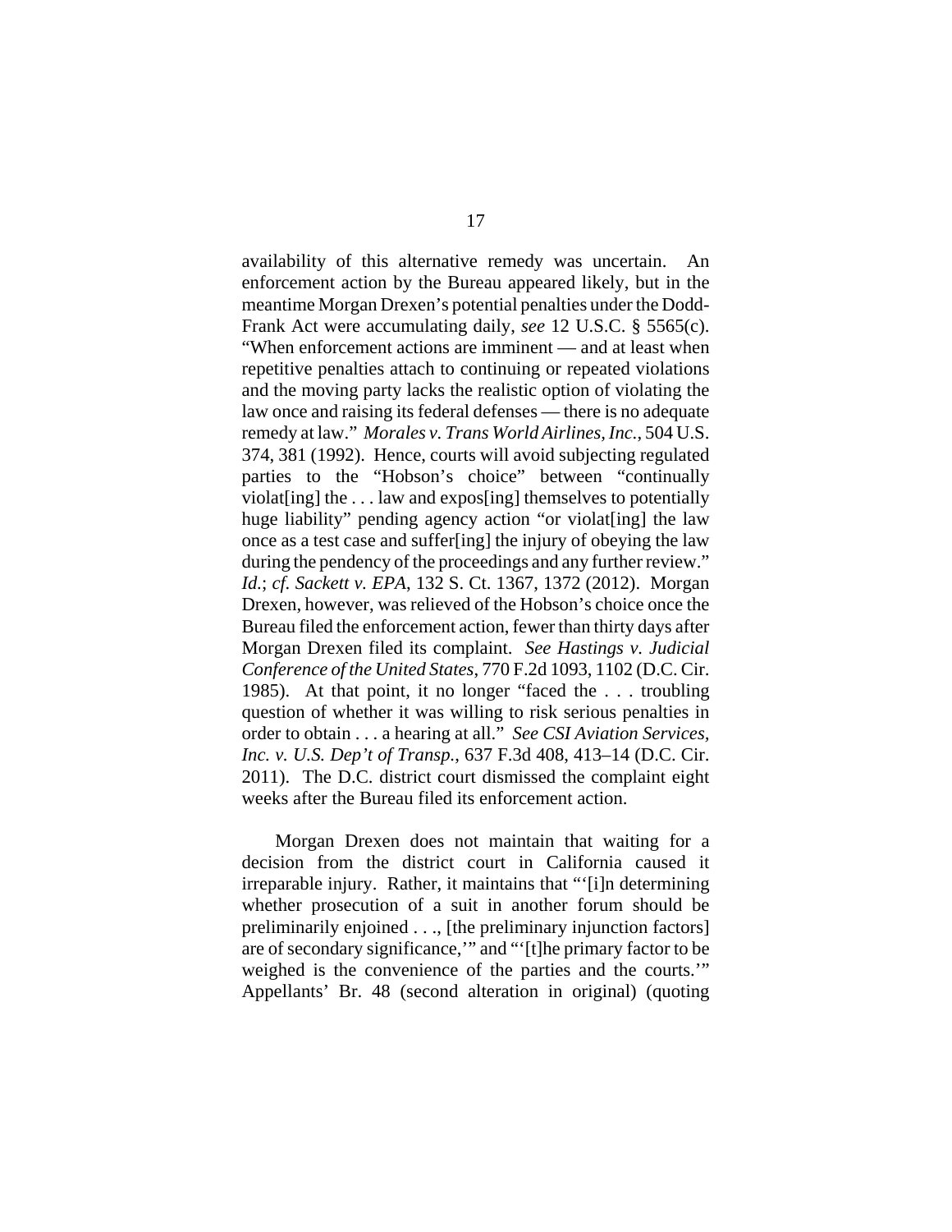availability of this alternative remedy was uncertain. An enforcement action by the Bureau appeared likely, but in the meantime Morgan Drexen's potential penalties under the Dodd-Frank Act were accumulating daily, *see* 12 U.S.C. § 5565(c). "When enforcement actions are imminent — and at least when repetitive penalties attach to continuing or repeated violations and the moving party lacks the realistic option of violating the law once and raising its federal defenses — there is no adequate remedy at law." *Morales v. Trans World Airlines, Inc.*, 504 U.S. 374, 381 (1992). Hence, courts will avoid subjecting regulated parties to the "Hobson's choice" between "continually violat[ing] the . . . law and expos[ing] themselves to potentially huge liability" pending agency action "or violat[ing] the law once as a test case and suffer[ing] the injury of obeying the law during the pendency of the proceedings and any further review." *Id.*; *cf. Sackett v. EPA*, 132 S. Ct. 1367, 1372 (2012). Morgan Drexen, however, was relieved of the Hobson's choice once the Bureau filed the enforcement action, fewer than thirty days after Morgan Drexen filed its complaint. *See Hastings v. Judicial Conference of the United States*, 770 F.2d 1093, 1102 (D.C. Cir. 1985). At that point, it no longer "faced the . . . troubling question of whether it was willing to risk serious penalties in order to obtain . . . a hearing at all." *See CSI Aviation Services, Inc. v. U.S. Dep't of Transp.*, 637 F.3d 408, 413–14 (D.C. Cir. 2011). The D.C. district court dismissed the complaint eight weeks after the Bureau filed its enforcement action.

Morgan Drexen does not maintain that waiting for a decision from the district court in California caused it irreparable injury. Rather, it maintains that "'[i]n determining whether prosecution of a suit in another forum should be preliminarily enjoined . . ., [the preliminary injunction factors] are of secondary significance,'" and "'[t]he primary factor to be weighed is the convenience of the parties and the courts.'" Appellants' Br. 48 (second alteration in original) (quoting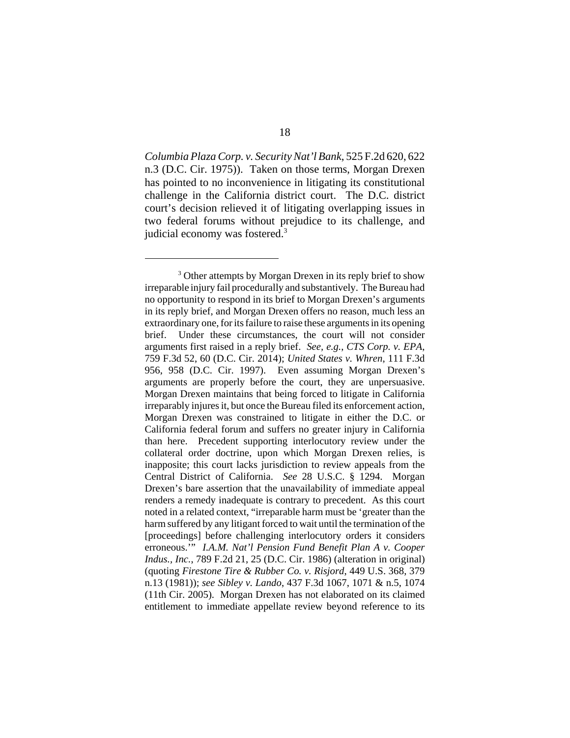*Columbia Plaza Corp. v. Security Nat'l Bank*, 525 F.2d 620, 622 n.3 (D.C. Cir. 1975)). Taken on those terms, Morgan Drexen has pointed to no inconvenience in litigating its constitutional challenge in the California district court. The D.C. district court's decision relieved it of litigating overlapping issues in two federal forums without prejudice to its challenge, and judicial economy was fostered.[3]

---

[3] Other attempts by Morgan Drexen in its reply brief to show irreparable injury fail procedurally and substantively. The Bureau had no opportunity to respond in its brief to Morgan Drexen's arguments in its reply brief, and Morgan Drexen offers no reason, much less an extraordinary one, for its failure to raise these arguments in its opening brief. Under these circumstances, the court will not consider arguments first raised in a reply brief. *See, e.g.*, *CTS Corp. v. EPA*, 759 F.3d 52, 60 (D.C. Cir. 2014); *United States v. Whren*, 111 F.3d 956, 958 (D.C. Cir. 1997). Even assuming Morgan Drexen's arguments are properly before the court, they are unpersuasive. Morgan Drexen maintains that being forced to litigate in California irreparably injures it, but once the Bureau filed its enforcement action, Morgan Drexen was constrained to litigate in either the D.C. or California federal forum and suffers no greater injury in California than here. Precedent supporting interlocutory review under the collateral order doctrine, upon which Morgan Drexen relies, is inapposite; this court lacks jurisdiction to review appeals from the Central District of California. *See* 28 U.S.C. § 1294. Morgan Drexen's bare assertion that the unavailability of immediate appeal renders a remedy inadequate is contrary to precedent. As this court noted in a related context, "irreparable harm must be 'greater than the harm suffered by any litigant forced to wait until the termination of the [proceedings] before challenging interlocutory orders it considers erroneous.'" *I.A.M. Nat'l Pension Fund Benefit Plan A v. Cooper Indus., Inc.*, 789 F.2d 21, 25 (D.C. Cir. 1986) (alteration in original) (quoting *Firestone Tire & Rubber Co. v. Risjord*, 449 U.S. 368, 379 n.13 (1981)); *see Sibley v. Lando*, 437 F.3d 1067, 1071 & n.5, 1074 (11th Cir. 2005). Morgan Drexen has not elaborated on its claimed entitlement to immediate appellate review beyond reference to its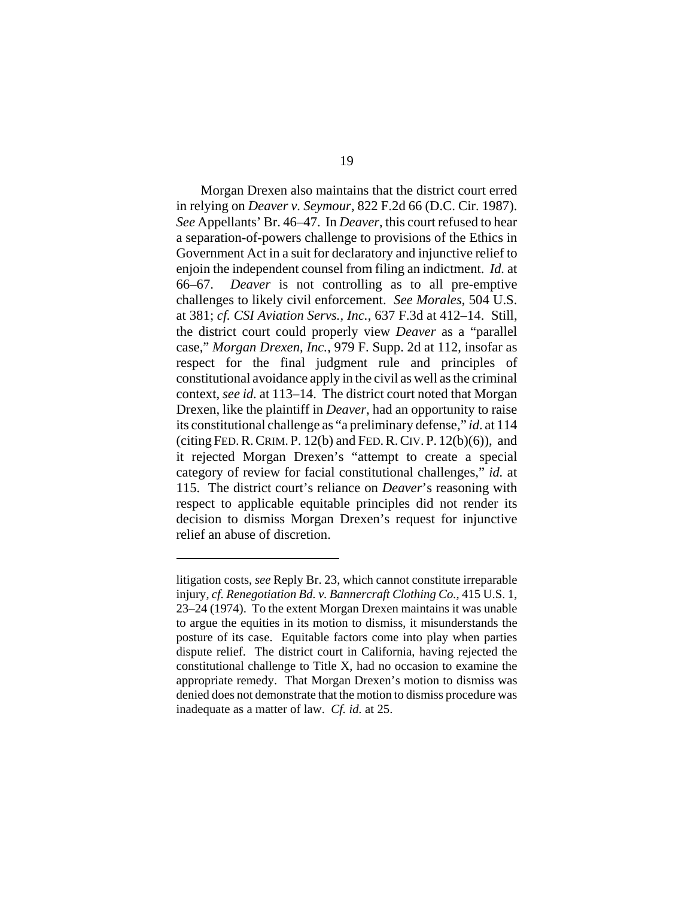Morgan Drexen also maintains that the district court erred in relying on *Deaver v. Seymour*, 822 F.2d 66 (D.C. Cir. 1987). *See* Appellants' Br. 46–47. In *Deaver*, this court refused to hear a separation-of-powers challenge to provisions of the Ethics in Government Act in a suit for declaratory and injunctive relief to enjoin the independent counsel from filing an indictment. *Id.* at 66–67. *Deaver* is not controlling as to all pre-emptive challenges to likely civil enforcement. *See Morales*, 504 U.S. at 381; *cf. CSI Aviation Servs., Inc.*, 637 F.3d at 412–14. Still, the district court could properly view *Deaver* as a "parallel case," *Morgan Drexen, Inc.*, 979 F. Supp. 2d at 112, insofar as respect for the final judgment rule and principles of constitutional avoidance apply in the civil as well as the criminal context, *see id.* at 113–14. The district court noted that Morgan Drexen, like the plaintiff in *Deaver*, had an opportunity to raise its constitutional challenge as "a preliminary defense," *id.* at 114 (citing FED. R. CRIM. P. 12(b) and FED. R. CIV. P. 12(b)(6)), and it rejected Morgan Drexen's "attempt to create a special category of review for facial constitutional challenges," *id.* at 115. The district court's reliance on *Deaver*'s reasoning with respect to applicable equitable principles did not render its decision to dismiss Morgan Drexen's request for injunctive relief an abuse of discretion.

---

litigation costs, *see* Reply Br. 23, which cannot constitute irreparable injury, *cf. Renegotiation Bd. v. Bannercraft Clothing Co.*, 415 U.S. 1, 23–24 (1974). To the extent Morgan Drexen maintains it was unable to argue the equities in its motion to dismiss, it misunderstands the posture of its case. Equitable factors come into play when parties dispute relief. The district court in California, having rejected the constitutional challenge to Title X, had no occasion to examine the appropriate remedy. That Morgan Drexen's motion to dismiss was denied does not demonstrate that the motion to dismiss procedure was inadequate as a matter of law. *Cf. id.* at 25.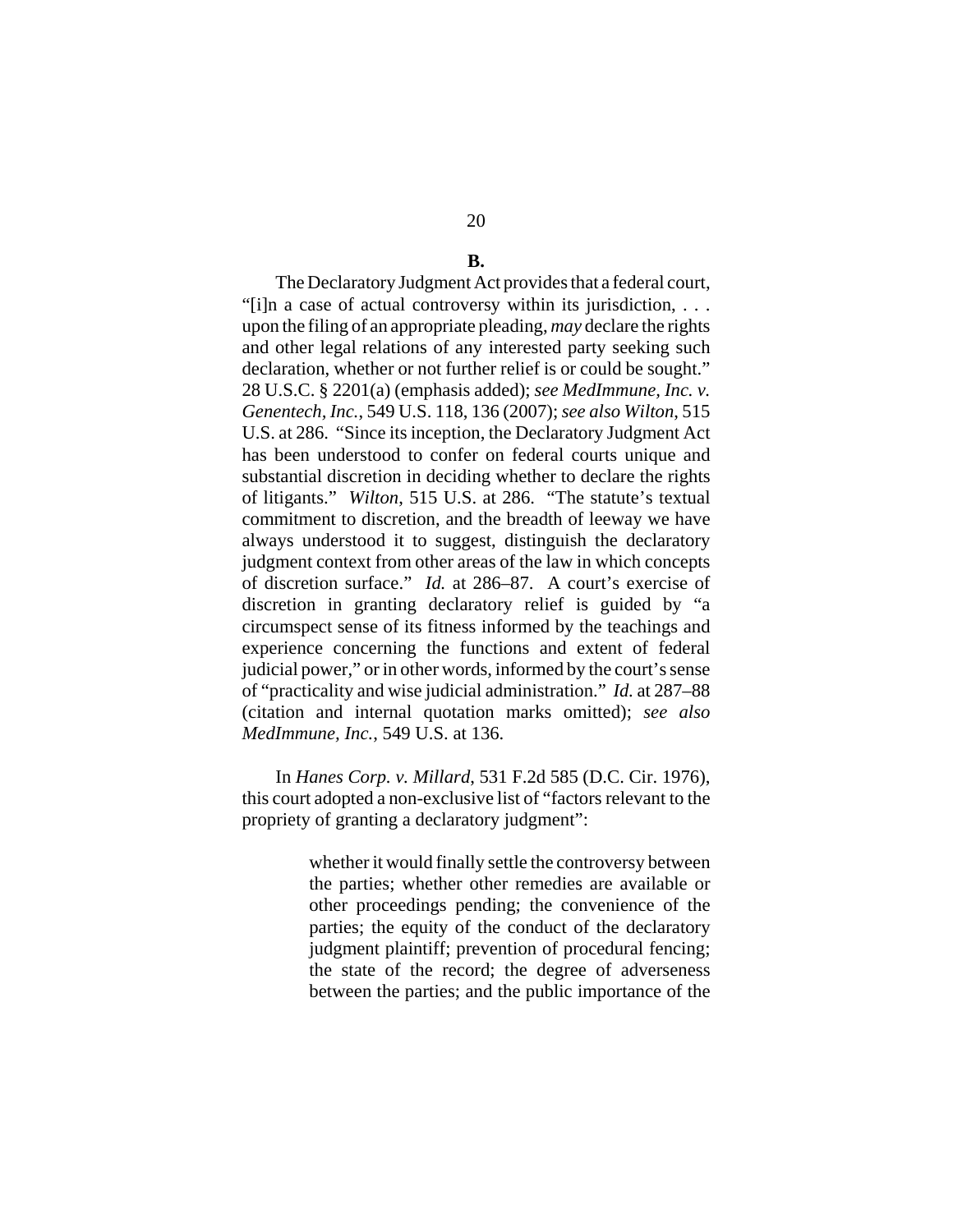**B.**

The Declaratory Judgment Act provides that a federal court, "[i]n a case of actual controversy within its jurisdiction, . . . upon the filing of an appropriate pleading, *may* declare the rights and other legal relations of any interested party seeking such declaration, whether or not further relief is or could be sought." 28 U.S.C. § 2201(a) (emphasis added); *see MedImmune, Inc. v. Genentech, Inc.*, 549 U.S. 118, 136 (2007); *see also Wilton*, 515 U.S. at 286. "Since its inception, the Declaratory Judgment Act has been understood to confer on federal courts unique and substantial discretion in deciding whether to declare the rights of litigants." *Wilton*, 515 U.S. at 286. "The statute's textual commitment to discretion, and the breadth of leeway we have always understood it to suggest, distinguish the declaratory judgment context from other areas of the law in which concepts of discretion surface." *Id.* at 286–87. A court's exercise of discretion in granting declaratory relief is guided by "a circumspect sense of its fitness informed by the teachings and experience concerning the functions and extent of federal judicial power," or in other words, informed by the court's sense of "practicality and wise judicial administration." *Id.* at 287–88 (citation and internal quotation marks omitted); *see also MedImmune, Inc.*, 549 U.S. at 136.

In *Hanes Corp. v. Millard*, 531 F.2d 585 (D.C. Cir. 1976), this court adopted a non-exclusive list of "factors relevant to the propriety of granting a declaratory judgment":

> whether it would finally settle the controversy between the parties; whether other remedies are available or other proceedings pending; the convenience of the parties; the equity of the conduct of the declaratory judgment plaintiff; prevention of procedural fencing; the state of the record; the degree of adverseness between the parties; and the public importance of the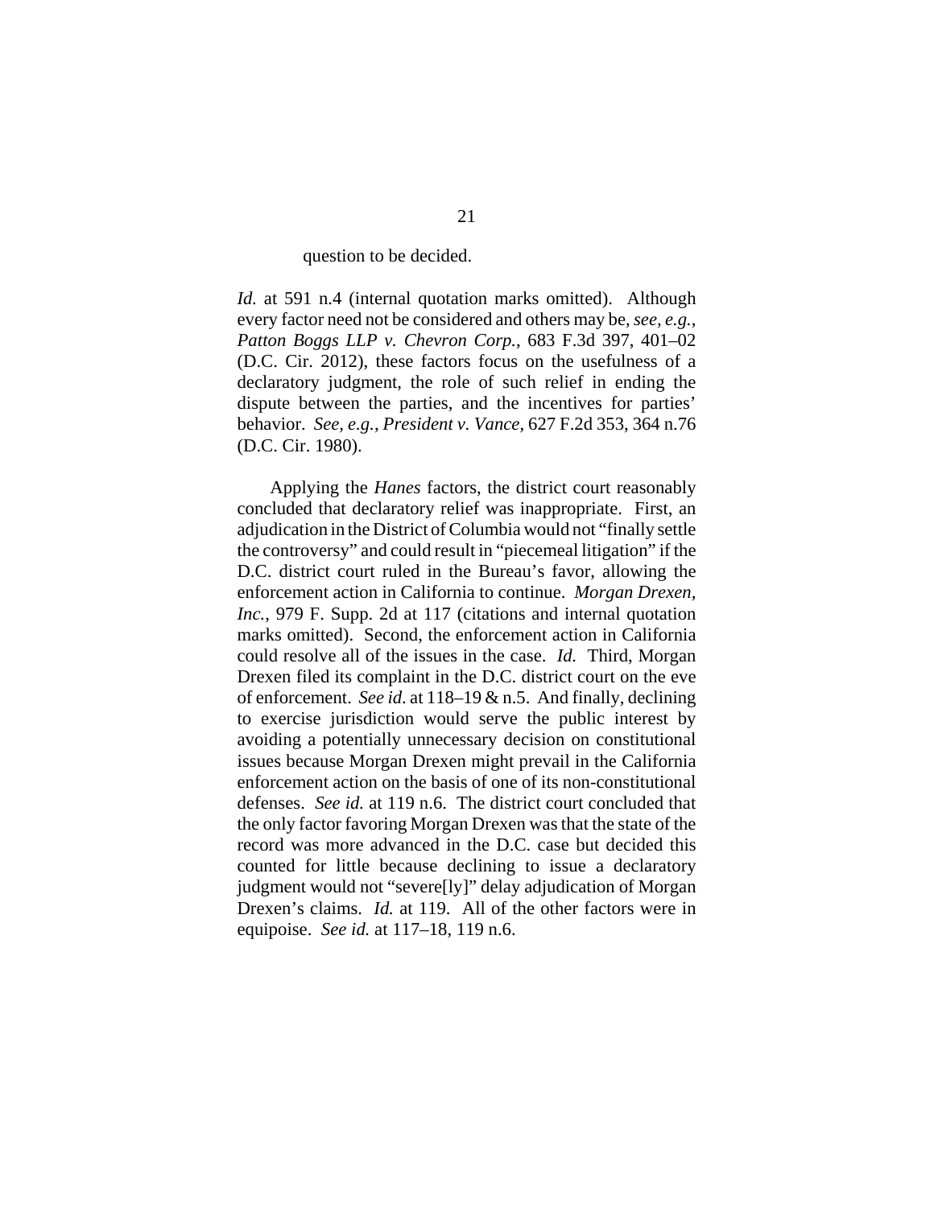question to be decided.

*Id.* at 591 n.4 (internal quotation marks omitted). Although every factor need not be considered and others may be, *see, e.g.*, *Patton Boggs LLP v. Chevron Corp.*, 683 F.3d 397, 401–02 (D.C. Cir. 2012), these factors focus on the usefulness of a declaratory judgment, the role of such relief in ending the dispute between the parties, and the incentives for parties' behavior. *See, e.g.*, *President v. Vance*, 627 F.2d 353, 364 n.76 (D.C. Cir. 1980).

Applying the *Hanes* factors, the district court reasonably concluded that declaratory relief was inappropriate. First, an adjudication in the District of Columbia would not "finally settle the controversy" and could result in "piecemeal litigation" if the D.C. district court ruled in the Bureau's favor, allowing the enforcement action in California to continue. *Morgan Drexen, Inc.*, 979 F. Supp. 2d at 117 (citations and internal quotation marks omitted). Second, the enforcement action in California could resolve all of the issues in the case. *Id.* Third, Morgan Drexen filed its complaint in the D.C. district court on the eve of enforcement. *See id.* at 118–19 & n.5. And finally, declining to exercise jurisdiction would serve the public interest by avoiding a potentially unnecessary decision on constitutional issues because Morgan Drexen might prevail in the California enforcement action on the basis of one of its non-constitutional defenses. *See id.* at 119 n.6. The district court concluded that the only factor favoring Morgan Drexen was that the state of the record was more advanced in the D.C. case but decided this counted for little because declining to issue a declaratory judgment would not "severe[ly]" delay adjudication of Morgan Drexen's claims. *Id.* at 119. All of the other factors were in equipoise. *See id.* at 117–18, 119 n.6.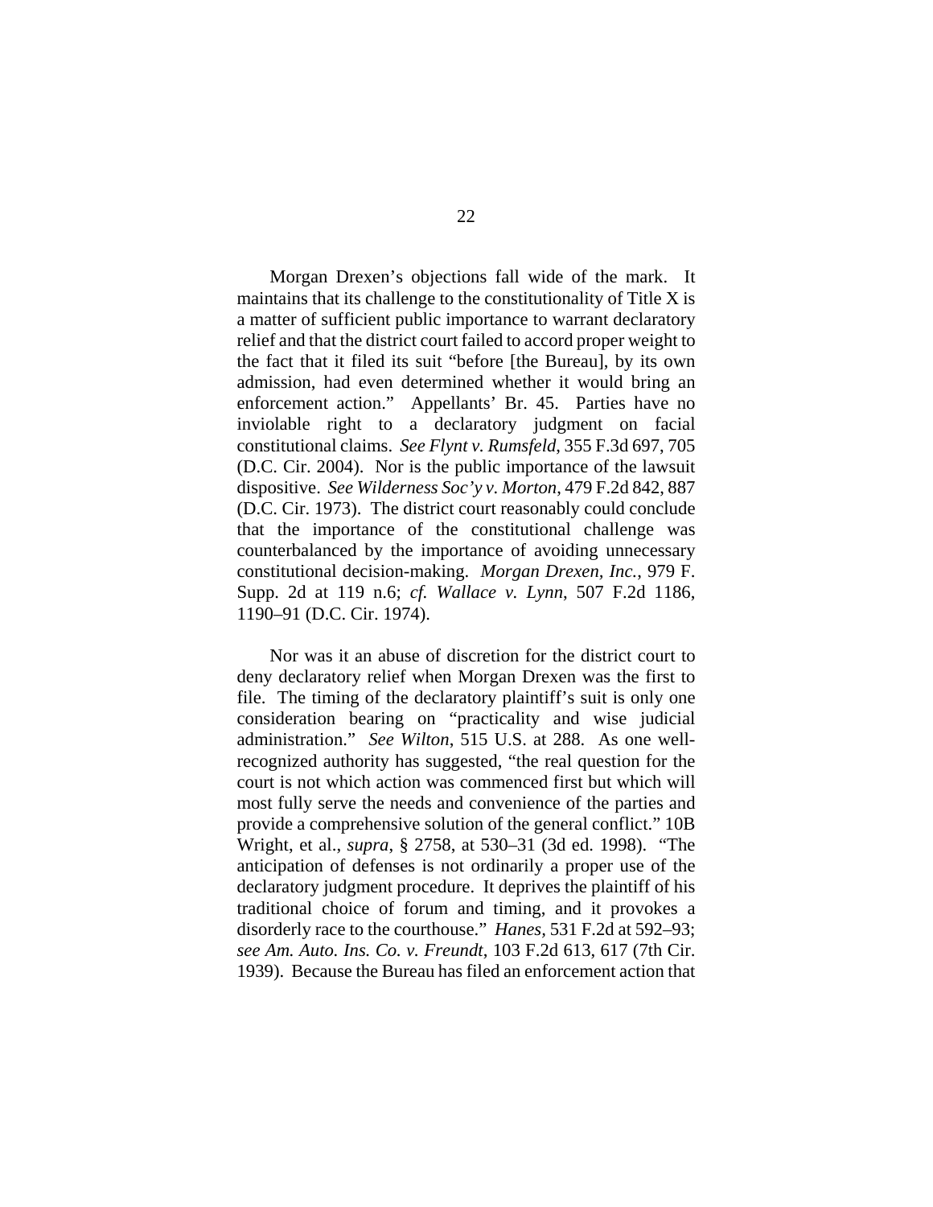Morgan Drexen's objections fall wide of the mark. It maintains that its challenge to the constitutionality of Title X is a matter of sufficient public importance to warrant declaratory relief and that the district court failed to accord proper weight to the fact that it filed its suit "before [the Bureau], by its own admission, had even determined whether it would bring an enforcement action." Appellants' Br. 45. Parties have no inviolable right to a declaratory judgment on facial constitutional claims. *See Flynt v. Rumsfeld*, 355 F.3d 697, 705 (D.C. Cir. 2004). Nor is the public importance of the lawsuit dispositive. *See Wilderness Soc'y v. Morton*, 479 F.2d 842, 887 (D.C. Cir. 1973). The district court reasonably could conclude that the importance of the constitutional challenge was counterbalanced by the importance of avoiding unnecessary constitutional decision-making. *Morgan Drexen, Inc.*, 979 F. Supp. 2d at 119 n.6; *cf. Wallace v. Lynn*, 507 F.2d 1186, 1190–91 (D.C. Cir. 1974).

Nor was it an abuse of discretion for the district court to deny declaratory relief when Morgan Drexen was the first to file. The timing of the declaratory plaintiff's suit is only one consideration bearing on "practicality and wise judicial administration." *See Wilton*, 515 U.S. at 288. As one well-recognized authority has suggested, "the real question for the court is not which action was commenced first but which will most fully serve the needs and convenience of the parties and provide a comprehensive solution of the general conflict." 10B Wright, et al., *supra*, § 2758, at 530–31 (3d ed. 1998). "The anticipation of defenses is not ordinarily a proper use of the declaratory judgment procedure. It deprives the plaintiff of his traditional choice of forum and timing, and it provokes a disorderly race to the courthouse." *Hanes*, 531 F.2d at 592–93; *see Am. Auto. Ins. Co. v. Freundt*, 103 F.2d 613, 617 (7th Cir. 1939). Because the Bureau has filed an enforcement action that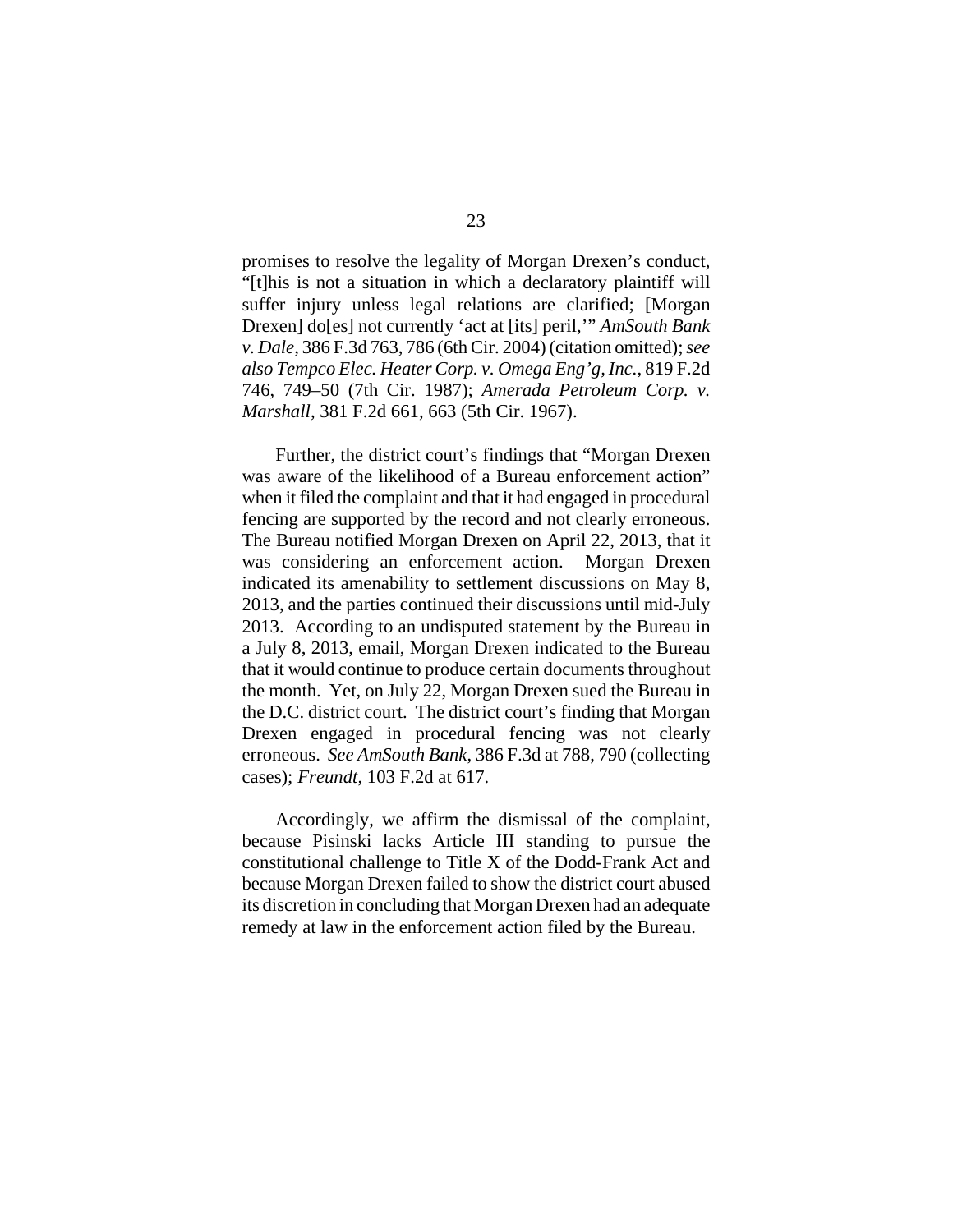promises to resolve the legality of Morgan Drexen's conduct, "[t]his is not a situation in which a declaratory plaintiff will suffer injury unless legal relations are clarified; [Morgan Drexen] do[es] not currently 'act at [its] peril,'" *AmSouth Bank v. Dale*, 386 F.3d 763, 786 (6th Cir. 2004) (citation omitted); *see also Tempco Elec. Heater Corp. v. Omega Eng'g, Inc.*, 819 F.2d 746, 749–50 (7th Cir. 1987); *Amerada Petroleum Corp. v. Marshall*, 381 F.2d 661, 663 (5th Cir. 1967).

Further, the district court's findings that "Morgan Drexen was aware of the likelihood of a Bureau enforcement action" when it filed the complaint and that it had engaged in procedural fencing are supported by the record and not clearly erroneous. The Bureau notified Morgan Drexen on April 22, 2013, that it was considering an enforcement action. Morgan Drexen indicated its amenability to settlement discussions on May 8, 2013, and the parties continued their discussions until mid-July 2013. According to an undisputed statement by the Bureau in a July 8, 2013, email, Morgan Drexen indicated to the Bureau that it would continue to produce certain documents throughout the month. Yet, on July 22, Morgan Drexen sued the Bureau in the D.C. district court. The district court's finding that Morgan Drexen engaged in procedural fencing was not clearly erroneous. *See AmSouth Bank*, 386 F.3d at 788, 790 (collecting cases); *Freundt*, 103 F.2d at 617.

Accordingly, we affirm the dismissal of the complaint, because Pisinski lacks Article III standing to pursue the constitutional challenge to Title X of the Dodd-Frank Act and because Morgan Drexen failed to show the district court abused its discretion in concluding that Morgan Drexen had an adequate remedy at law in the enforcement action filed by the Bureau.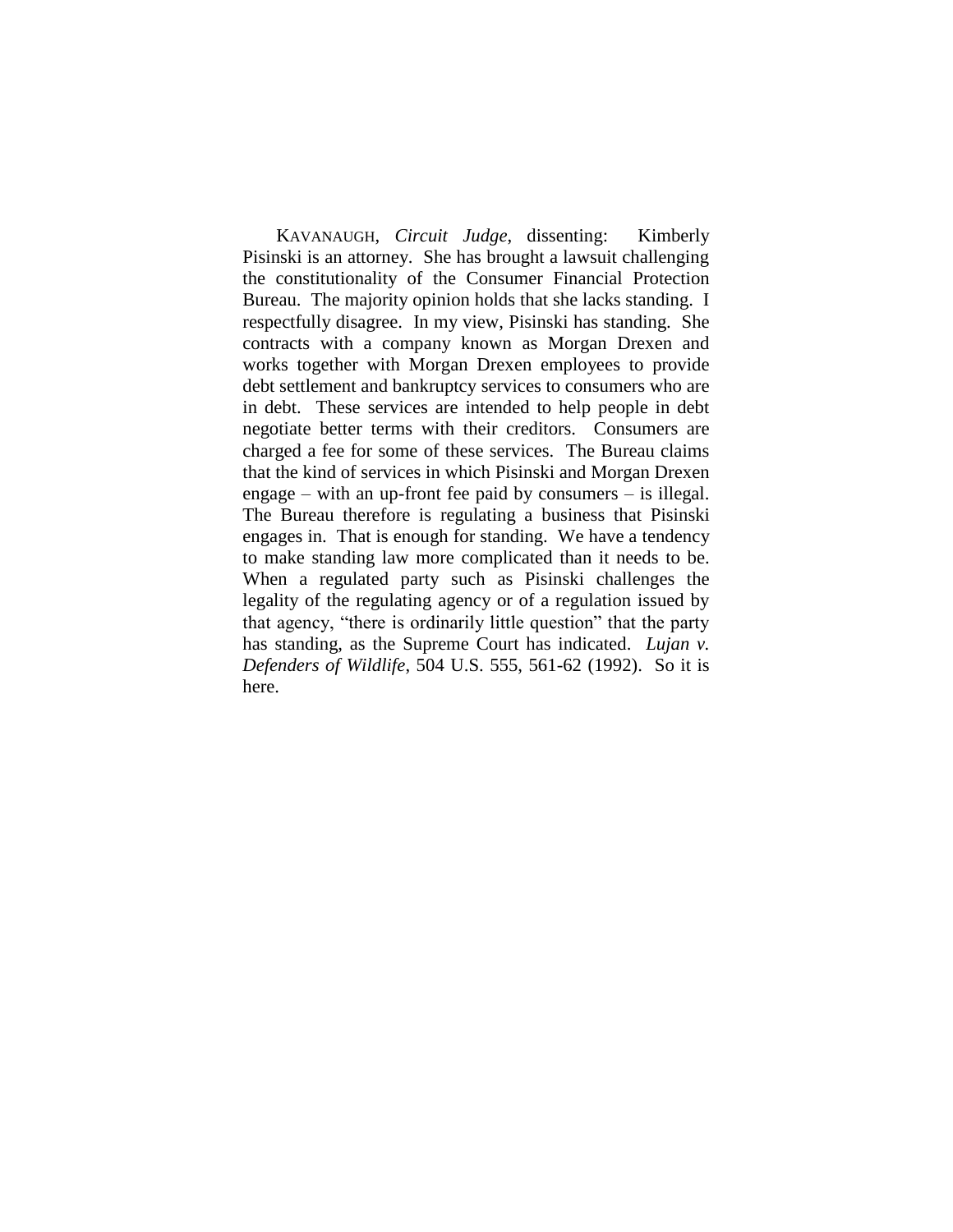KAVANAUGH, *Circuit Judge*, dissenting: Kimberly Pisinski is an attorney. She has brought a lawsuit challenging the constitutionality of the Consumer Financial Protection Bureau. The majority opinion holds that she lacks standing. I respectfully disagree. In my view, Pisinski has standing. She contracts with a company known as Morgan Drexen and works together with Morgan Drexen employees to provide debt settlement and bankruptcy services to consumers who are in debt. These services are intended to help people in debt negotiate better terms with their creditors. Consumers are charged a fee for some of these services. The Bureau claims that the kind of services in which Pisinski and Morgan Drexen engage – with an up-front fee paid by consumers – is illegal. The Bureau therefore is regulating a business that Pisinski engages in. That is enough for standing. We have a tendency to make standing law more complicated than it needs to be. When a regulated party such as Pisinski challenges the legality of the regulating agency or of a regulation issued by that agency, "there is ordinarily little question" that the party has standing, as the Supreme Court has indicated. *Lujan v. Defenders of Wildlife*, 504 U.S. 555, 561-62 (1992). So it is here.